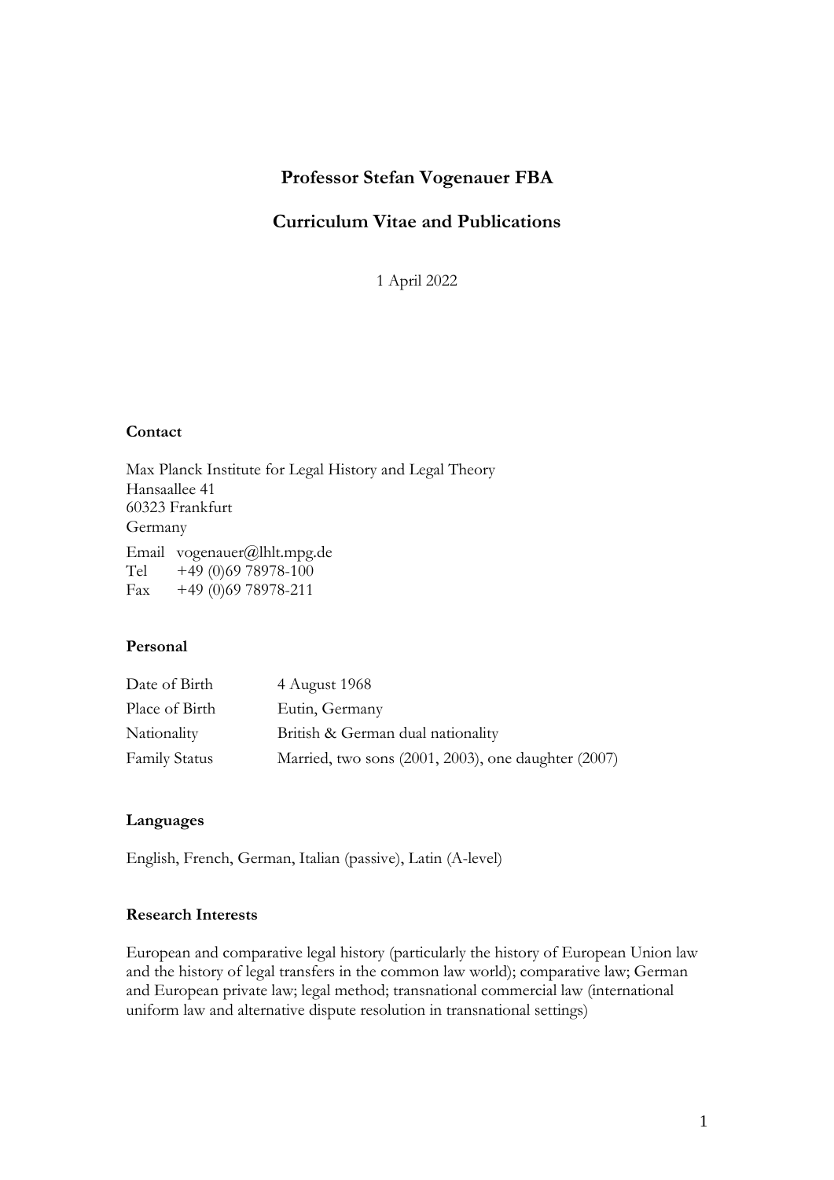# Professor Stefan Vogenauer FBA

## Curriculum Vitae and Publications

1 April 2022

### Contact

Max Planck Institute for Legal History and Legal Theory
Hansaallee 41
60323 Frankfurt
Germany

Email vogenauer@lhlt.mpg.de
Tel +49 (0)69 78978-100
Fax +49 (0)69 78978-211

### Personal

| | |
|---|---|
| Date of Birth | 4 August 1968 |
| Place of Birth | Eutin, Germany |
| Nationality | British & German dual nationality |
| Family Status | Married, two sons (2001, 2003), one daughter (2007) |

### Languages

English, French, German, Italian (passive), Latin (A-level)

### Research Interests

European and comparative legal history (particularly the history of European Union law and the history of legal transfers in the common law world); comparative law; German and European private law; legal method; transnational commercial law (international uniform law and alternative dispute resolution in transnational settings)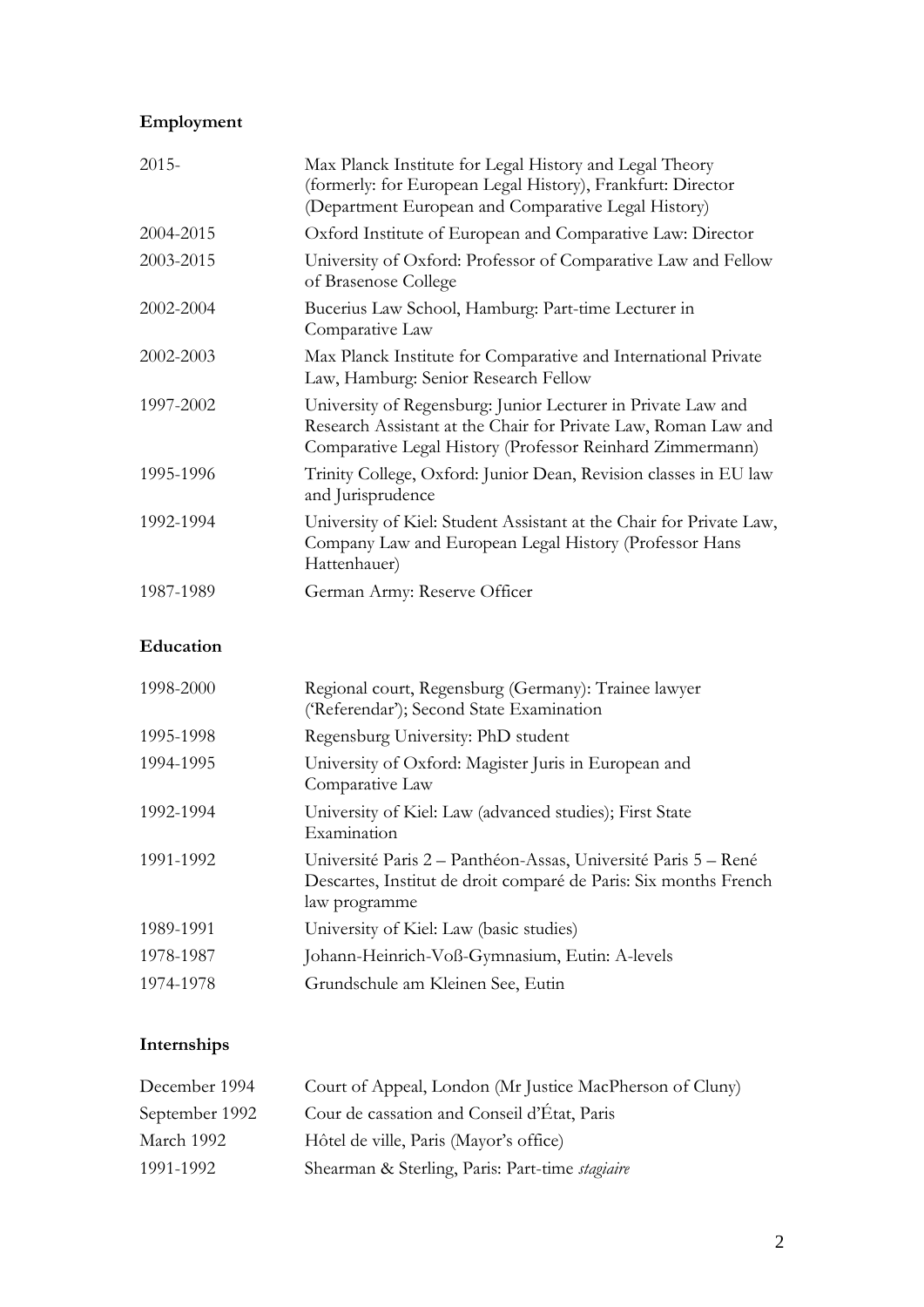## Employment

| | |
|---|---|
| 2015- | Max Planck Institute for Legal History and Legal Theory (formerly: for European Legal History), Frankfurt: Director (Department European and Comparative Legal History) |
| 2004-2015 | Oxford Institute of European and Comparative Law: Director |
| 2003-2015 | University of Oxford: Professor of Comparative Law and Fellow of Brasenose College |
| 2002-2004 | Bucerius Law School, Hamburg: Part-time Lecturer in Comparative Law |
| 2002-2003 | Max Planck Institute for Comparative and International Private Law, Hamburg: Senior Research Fellow |
| 1997-2002 | University of Regensburg: Junior Lecturer in Private Law and Research Assistant at the Chair for Private Law, Roman Law and Comparative Legal History (Professor Reinhard Zimmermann) |
| 1995-1996 | Trinity College, Oxford: Junior Dean, Revision classes in EU law and Jurisprudence |
| 1992-1994 | University of Kiel: Student Assistant at the Chair for Private Law, Company Law and European Legal History (Professor Hans Hattenhauer) |
| 1987-1989 | German Army: Reserve Officer |

## Education

| | |
|---|---|
| 1998-2000 | Regional court, Regensburg (Germany): Trainee lawyer ('Referendar'); Second State Examination |
| 1995-1998 | Regensburg University: PhD student |
| 1994-1995 | University of Oxford: Magister Juris in European and Comparative Law |
| 1992-1994 | University of Kiel: Law (advanced studies); First State Examination |
| 1991-1992 | Université Paris 2 – Panthéon-Assas, Université Paris 5 – René Descartes, Institut de droit comparé de Paris: Six months French law programme |
| 1989-1991 | University of Kiel: Law (basic studies) |
| 1978-1987 | Johann-Heinrich-Voß-Gymnasium, Eutin: A-levels |
| 1974-1978 | Grundschule am Kleinen See, Eutin |

## Internships

| | |
|---|---|
| December 1994 | Court of Appeal, London (Mr Justice MacPherson of Cluny) |
| September 1992 | Cour de cassation and Conseil d'État, Paris |
| March 1992 | Hôtel de ville, Paris (Mayor's office) |
| 1991-1992 | Shearman & Sterling, Paris: Part-time *stagiaire* |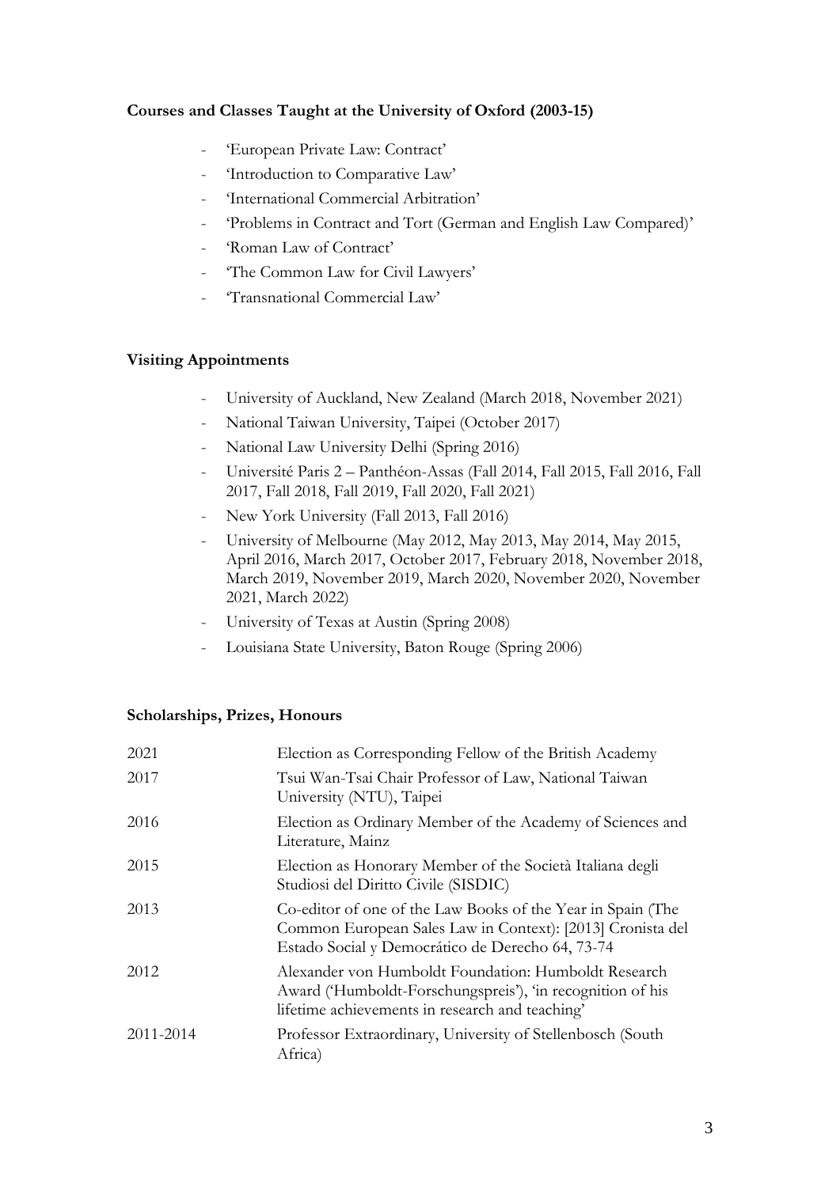**Courses and Classes Taught at the University of Oxford (2003-15)**

- 'European Private Law: Contract'
- 'Introduction to Comparative Law'
- 'International Commercial Arbitration'
- 'Problems in Contract and Tort (German and English Law Compared)'
- 'Roman Law of Contract'
- 'The Common Law for Civil Lawyers'
- 'Transnational Commercial Law'

**Visiting Appointments**

- University of Auckland, New Zealand (March 2018, November 2021)
- National Taiwan University, Taipei (October 2017)
- National Law University Delhi (Spring 2016)
- Université Paris 2 – Panthéon-Assas (Fall 2014, Fall 2015, Fall 2016, Fall 2017, Fall 2018, Fall 2019, Fall 2020, Fall 2021)
- New York University (Fall 2013, Fall 2016)
- University of Melbourne (May 2012, May 2013, May 2014, May 2015, April 2016, March 2017, October 2017, February 2018, November 2018, March 2019, November 2019, March 2020, November 2020, November 2021, March 2022)
- University of Texas at Austin (Spring 2008)
- Louisiana State University, Baton Rouge (Spring 2006)

**Scholarships, Prizes, Honours**

| | |
|---|---|
| 2021 | Election as Corresponding Fellow of the British Academy |
| 2017 | Tsui Wan-Tsai Chair Professor of Law, National Taiwan University (NTU), Taipei |
| 2016 | Election as Ordinary Member of the Academy of Sciences and Literature, Mainz |
| 2015 | Election as Honorary Member of the Società Italiana degli Studiosi del Diritto Civile (SISDIC) |
| 2013 | Co-editor of one of the Law Books of the Year in Spain (The Common European Sales Law in Context): [2013] Cronista del Estado Social y Democrático de Derecho 64, 73-74 |
| 2012 | Alexander von Humboldt Foundation: Humboldt Research Award ('Humboldt-Forschungspreis'), 'in recognition of his lifetime achievements in research and teaching' |
| 2011-2014 | Professor Extraordinary, University of Stellenbosch (South Africa) |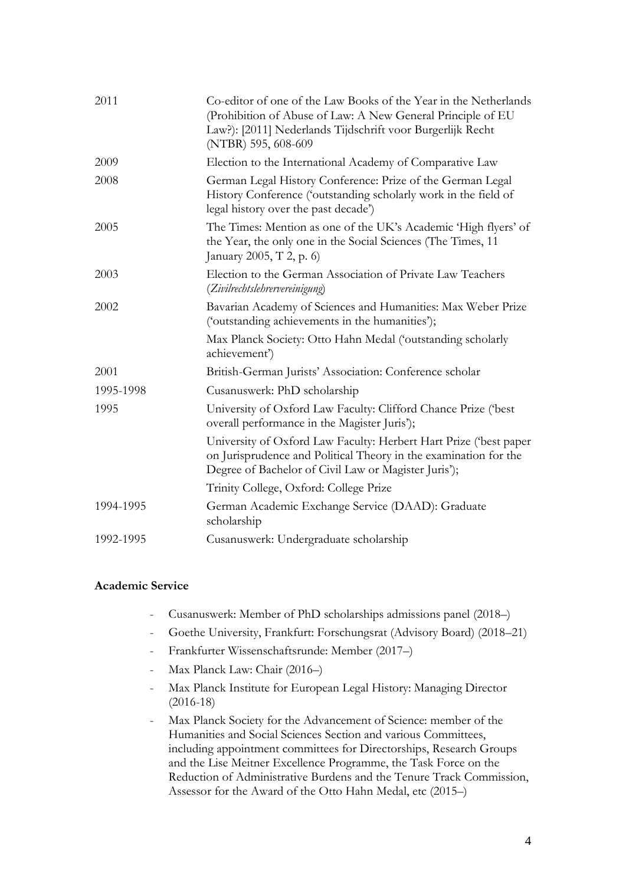| | |
|---|---|
| 2011 | Co-editor of one of the Law Books of the Year in the Netherlands (Prohibition of Abuse of Law: A New General Principle of EU Law?): [2011] Nederlands Tijdschrift voor Burgerlijk Recht (NTBR) 595, 608-609 |
| 2009 | Election to the International Academy of Comparative Law |
| 2008 | German Legal History Conference: Prize of the German Legal History Conference ('outstanding scholarly work in the field of legal history over the past decade') |
| 2005 | The Times: Mention as one of the UK's Academic 'High flyers' of the Year, the only one in the Social Sciences (The Times, 11 January 2005, T 2, p. 6) |
| 2003 | Election to the German Association of Private Law Teachers (*Zivilrechtslehrervereinigung*) |
| 2002 | Bavarian Academy of Sciences and Humanities: Max Weber Prize ('outstanding achievements in the humanities'); |
| | Max Planck Society: Otto Hahn Medal ('outstanding scholarly achievement') |
| 2001 | British-German Jurists' Association: Conference scholar |
| 1995-1998 | Cusanuswerk: PhD scholarship |
| 1995 | University of Oxford Law Faculty: Clifford Chance Prize ('best overall performance in the Magister Juris'); |
| | University of Oxford Law Faculty: Herbert Hart Prize ('best paper on Jurisprudence and Political Theory in the examination for the Degree of Bachelor of Civil Law or Magister Juris'); |
| | Trinity College, Oxford: College Prize |
| 1994-1995 | German Academic Exchange Service (DAAD): Graduate scholarship |
| 1992-1995 | Cusanuswerk: Undergraduate scholarship |

**Academic Service**

- Cusanuswerk: Member of PhD scholarships admissions panel (2018–)
- Goethe University, Frankfurt: Forschungsrat (Advisory Board) (2018–21)
- Frankfurter Wissenschaftsrunde: Member (2017–)
- Max Planck Law: Chair (2016–)
- Max Planck Institute for European Legal History: Managing Director (2016-18)
- Max Planck Society for the Advancement of Science: member of the Humanities and Social Sciences Section and various Committees, including appointment committees for Directorships, Research Groups and the Lise Meitner Excellence Programme, the Task Force on the Reduction of Administrative Burdens and the Tenure Track Commission, Assessor for the Award of the Otto Hahn Medal, etc (2015–)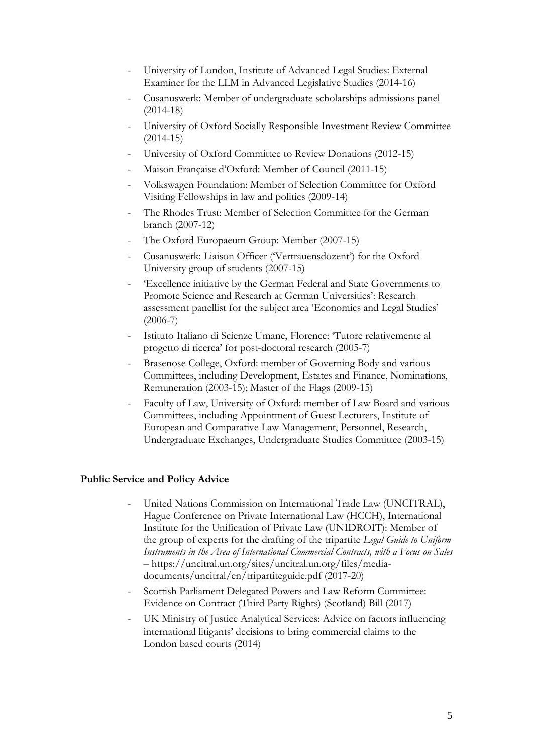- University of London, Institute of Advanced Legal Studies: External Examiner for the LLM in Advanced Legislative Studies (2014-16)
- Cusanuswerk: Member of undergraduate scholarships admissions panel (2014-18)
- University of Oxford Socially Responsible Investment Review Committee (2014-15)
- University of Oxford Committee to Review Donations (2012-15)
- Maison Française d'Oxford: Member of Council (2011-15)
- Volkswagen Foundation: Member of Selection Committee for Oxford Visiting Fellowships in law and politics (2009-14)
- The Rhodes Trust: Member of Selection Committee for the German branch (2007-12)
- The Oxford Europaeum Group: Member (2007-15)
- Cusanuswerk: Liaison Officer ('Vertrauensdozent') for the Oxford University group of students (2007-15)
- 'Excellence initiative by the German Federal and State Governments to Promote Science and Research at German Universities': Research assessment panellist for the subject area 'Economics and Legal Studies' (2006-7)
- Istituto Italiano di Scienze Umane, Florence: 'Tutore relativemente al progetto di ricerca' for post-doctoral research (2005-7)
- Brasenose College, Oxford: member of Governing Body and various Committees, including Development, Estates and Finance, Nominations, Remuneration (2003-15); Master of the Flags (2009-15)
- Faculty of Law, University of Oxford: member of Law Board and various Committees, including Appointment of Guest Lecturers, Institute of European and Comparative Law Management, Personnel, Research, Undergraduate Exchanges, Undergraduate Studies Committee (2003-15)

**Public Service and Policy Advice**

- United Nations Commission on International Trade Law (UNCITRAL), Hague Conference on Private International Law (HCCH), International Institute for the Unification of Private Law (UNIDROIT): Member of the group of experts for the drafting of the tripartite *Legal Guide to Uniform Instruments in the Area of International Commercial Contracts, with a Focus on Sales* – https://uncitral.un.org/sites/uncitral.un.org/files/media-documents/uncitral/en/tripartiteguide.pdf (2017-20)
- Scottish Parliament Delegated Powers and Law Reform Committee: Evidence on Contract (Third Party Rights) (Scotland) Bill (2017)
- UK Ministry of Justice Analytical Services: Advice on factors influencing international litigants' decisions to bring commercial claims to the London based courts (2014)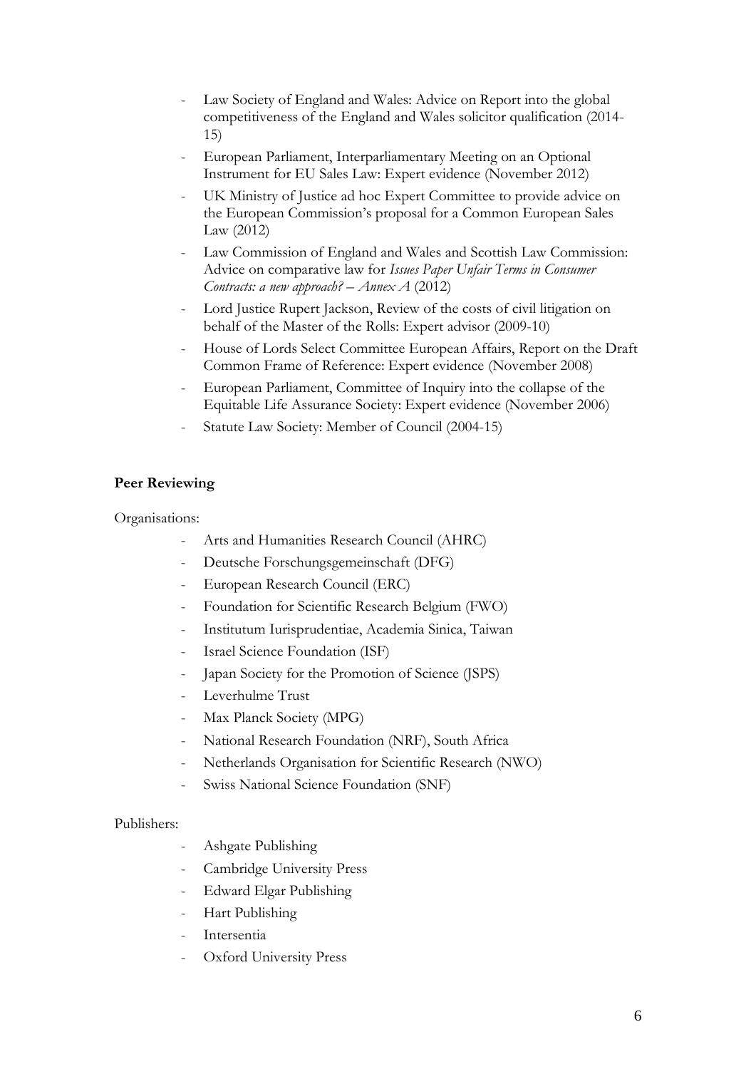- Law Society of England and Wales: Advice on Report into the global competitiveness of the England and Wales solicitor qualification (2014-15)
- European Parliament, Interparliamentary Meeting on an Optional Instrument for EU Sales Law: Expert evidence (November 2012)
- UK Ministry of Justice ad hoc Expert Committee to provide advice on the European Commission's proposal for a Common European Sales Law (2012)
- Law Commission of England and Wales and Scottish Law Commission: Advice on comparative law for *Issues Paper Unfair Terms in Consumer Contracts: a new approach? – Annex A* (2012)
- Lord Justice Rupert Jackson, Review of the costs of civil litigation on behalf of the Master of the Rolls: Expert advisor (2009-10)
- House of Lords Select Committee European Affairs, Report on the Draft Common Frame of Reference: Expert evidence (November 2008)
- European Parliament, Committee of Inquiry into the collapse of the Equitable Life Assurance Society: Expert evidence (November 2006)
- Statute Law Society: Member of Council (2004-15)

**Peer Reviewing**

Organisations:

- Arts and Humanities Research Council (AHRC)
- Deutsche Forschungsgemeinschaft (DFG)
- European Research Council (ERC)
- Foundation for Scientific Research Belgium (FWO)
- Institutum Iurisprudentiae, Academia Sinica, Taiwan
- Israel Science Foundation (ISF)
- Japan Society for the Promotion of Science (JSPS)
- Leverhulme Trust
- Max Planck Society (MPG)
- National Research Foundation (NRF), South Africa
- Netherlands Organisation for Scientific Research (NWO)
- Swiss National Science Foundation (SNF)

Publishers:

- Ashgate Publishing
- Cambridge University Press
- Edward Elgar Publishing
- Hart Publishing
- Intersentia
- Oxford University Press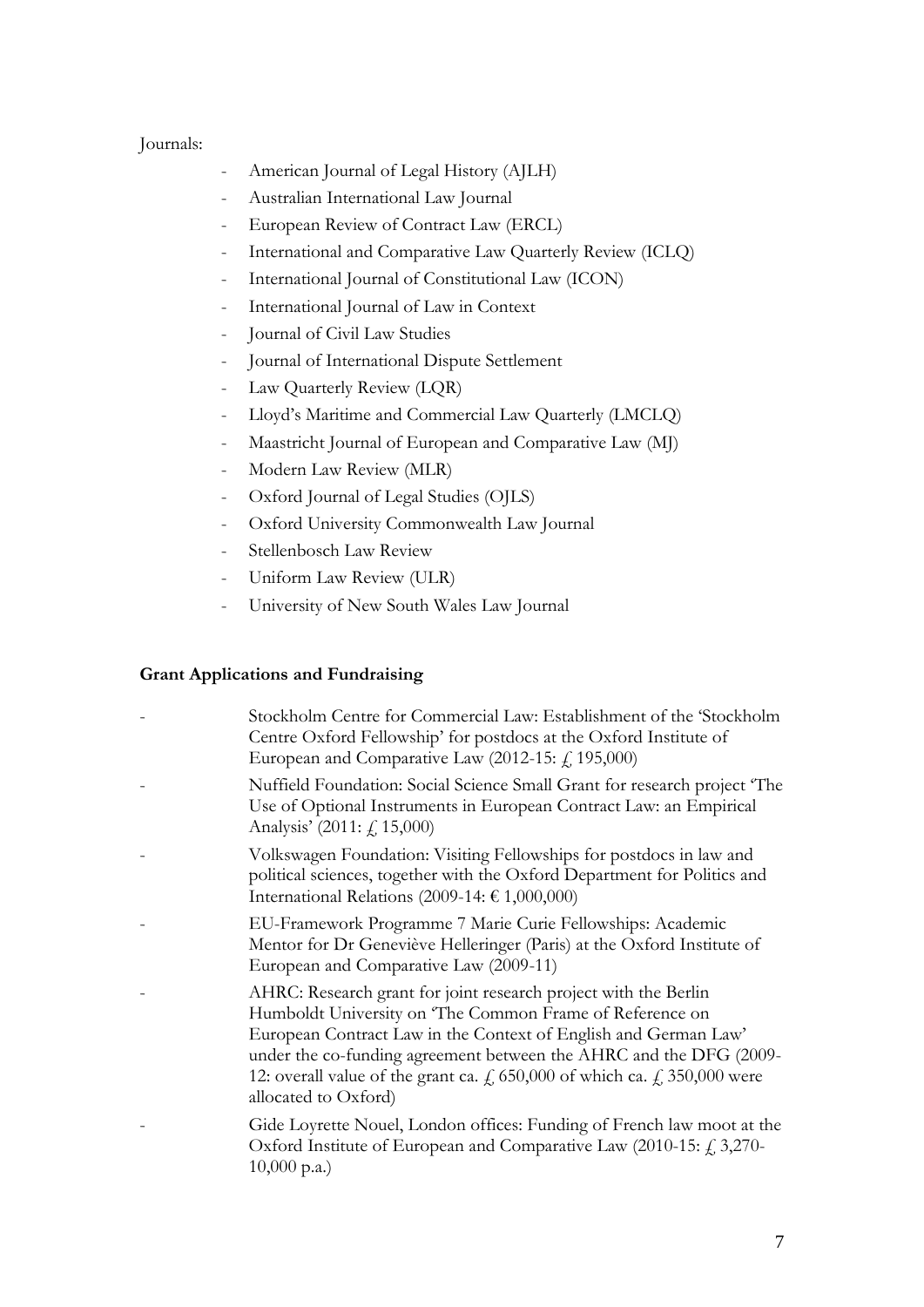Journals:

- American Journal of Legal History (AJLH)
- Australian International Law Journal
- European Review of Contract Law (ERCL)
- International and Comparative Law Quarterly Review (ICLQ)
- International Journal of Constitutional Law (ICON)
- International Journal of Law in Context
- Journal of Civil Law Studies
- Journal of International Dispute Settlement
- Law Quarterly Review (LQR)
- Lloyd's Maritime and Commercial Law Quarterly (LMCLQ)
- Maastricht Journal of European and Comparative Law (MJ)
- Modern Law Review (MLR)
- Oxford Journal of Legal Studies (OJLS)
- Oxford University Commonwealth Law Journal
- Stellenbosch Law Review
- Uniform Law Review (ULR)
- University of New South Wales Law Journal

**Grant Applications and Fundraising**

- Stockholm Centre for Commercial Law: Establishment of the 'Stockholm Centre Oxford Fellowship' for postdocs at the Oxford Institute of European and Comparative Law (2012-15: £ 195,000)
- Nuffield Foundation: Social Science Small Grant for research project 'The Use of Optional Instruments in European Contract Law: an Empirical Analysis' (2011: £ 15,000)
- Volkswagen Foundation: Visiting Fellowships for postdocs in law and political sciences, together with the Oxford Department for Politics and International Relations (2009-14: € 1,000,000)
- EU-Framework Programme 7 Marie Curie Fellowships: Academic Mentor for Dr Geneviève Helleringer (Paris) at the Oxford Institute of European and Comparative Law (2009-11)
- AHRC: Research grant for joint research project with the Berlin Humboldt University on 'The Common Frame of Reference on European Contract Law in the Context of English and German Law' under the co-funding agreement between the AHRC and the DFG (2009-12: overall value of the grant ca. £ 650,000 of which ca. £ 350,000 were allocated to Oxford)
- Gide Loyrette Nouel, London offices: Funding of French law moot at the Oxford Institute of European and Comparative Law (2010-15: £ 3,270-10,000 p.a.)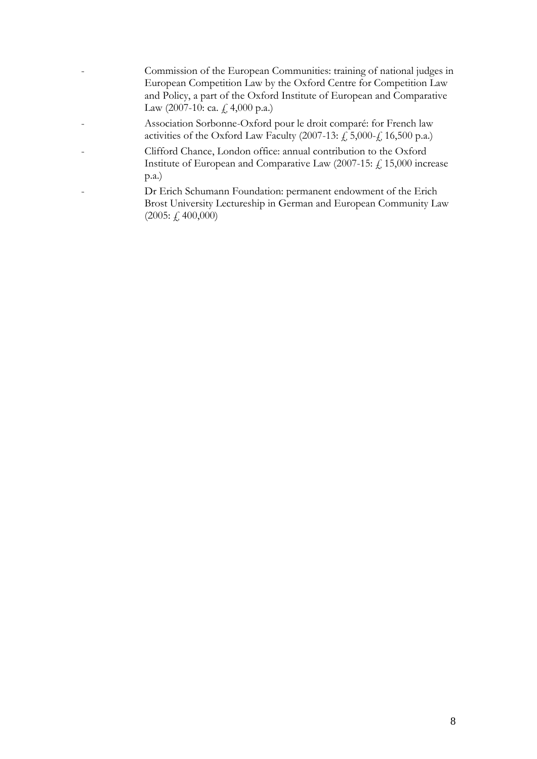- Commission of the European Communities: training of national judges in European Competition Law by the Oxford Centre for Competition Law and Policy, a part of the Oxford Institute of European and Comparative Law (2007-10: ca. £ 4,000 p.a.)
- Association Sorbonne-Oxford pour le droit comparé: for French law activities of the Oxford Law Faculty (2007-13: £ 5,000-£ 16,500 p.a.)
- Clifford Chance, London office: annual contribution to the Oxford Institute of European and Comparative Law (2007-15: £ 15,000 increase p.a.)
- Dr Erich Schumann Foundation: permanent endowment of the Erich Brost University Lectureship in German and European Community Law (2005: £ 400,000)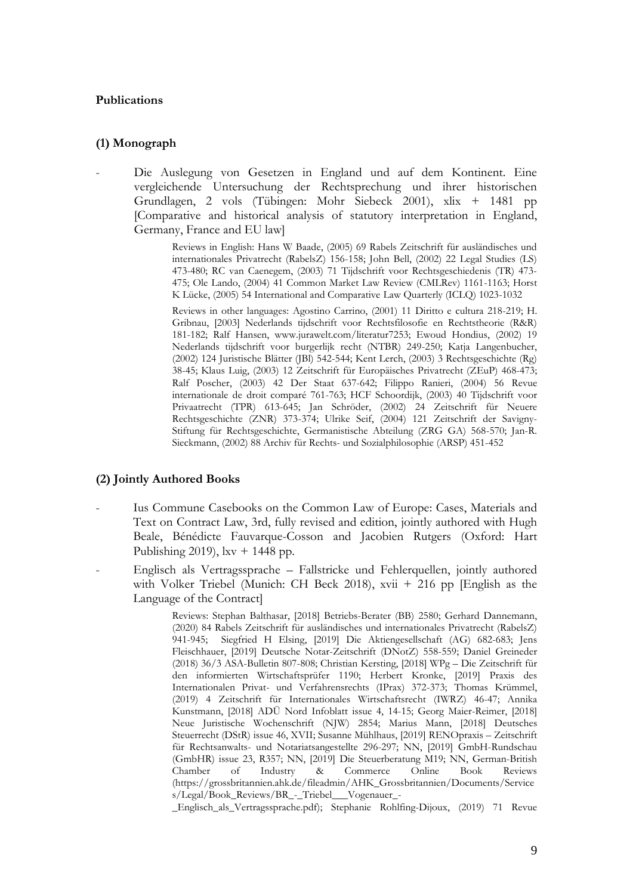**Publications**

**(1) Monograph**

- Die Auslegung von Gesetzen in England und auf dem Kontinent. Eine vergleichende Untersuchung der Rechtsprechung und ihrer historischen Grundlagen, 2 vols (Tübingen: Mohr Siebeck 2001), xlix + 1481 pp [Comparative and historical analysis of statutory interpretation in England, Germany, France and EU law]

    Reviews in English: Hans W Baade, (2005) 69 Rabels Zeitschrift für ausländisches und internationales Privatrecht (RabelsZ) 156-158; John Bell, (2002) 22 Legal Studies (LS) 473-480; RC van Caenegem, (2003) 71 Tijdschrift voor Rechtsgeschiedenis (TR) 473-475; Ole Lando, (2004) 41 Common Market Law Review (CMLRev) 1161-1163; Horst K Lücke, (2005) 54 International and Comparative Law Quarterly (ICLQ) 1023-1032

    Reviews in other languages: Agostino Carrino, (2001) 11 Diritto e cultura 218-219; H. Gribnau, [2003] Nederlands tijdschrift voor Rechtsfilosofie en Rechtstheorie (R&R) 181-182; Ralf Hansen, www.jurawelt.com/literatur7253; Ewoud Hondius, (2002) 19 Nederlands tijdschrift voor burgerlijk recht (NTBR) 249-250; Katja Langenbucher, (2002) 124 Juristische Blätter (JBl) 542-544; Kent Lerch, (2003) 3 Rechtsgeschichte (Rg) 38-45; Klaus Luig, (2003) 12 Zeitschrift für Europäisches Privatrecht (ZEuP) 468-473; Ralf Poscher, (2003) 42 Der Staat 637-642; Filippo Ranieri, (2004) 56 Revue internationale de droit comparé 761-763; HCF Schoordijk, (2003) 40 Tijdschrift voor Privaatrecht (TPR) 613-645; Jan Schröder, (2002) 24 Zeitschrift für Neuere Rechtsgeschichte (ZNR) 373-374; Ulrike Seif, (2004) 121 Zeitschrift der Savigny-Stiftung für Rechtsgeschichte, Germanistische Abteilung (ZRG GA) 568-570; Jan-R. Sieckmann, (2002) 88 Archiv für Rechts- und Sozialphilosophie (ARSP) 451-452

**(2) Jointly Authored Books**

- Ius Commune Casebooks on the Common Law of Europe: Cases, Materials and Text on Contract Law, 3rd, fully revised and edition, jointly authored with Hugh Beale, Bénédicte Fauvarque-Cosson and Jacobien Rutgers (Oxford: Hart Publishing 2019), lxv + 1448 pp.
- Englisch als Vertragssprache – Fallstricke und Fehlerquellen, jointly authored with Volker Triebel (Munich: CH Beck 2018), xvii + 216 pp [English as the Language of the Contract]

    Reviews: Stephan Balthasar, [2018] Betriebs-Berater (BB) 2580; Gerhard Dannemann, (2020) 84 Rabels Zeitschrift für ausländisches und internationales Privatrecht (RabelsZ) 941-945; Siegfried H Elsing, [2019] Die Aktiengesellschaft (AG) 682-683; Jens Fleischhauer, [2019] Deutsche Notar-Zeitschrift (DNotZ) 558-559; Daniel Greineder (2018) 36/3 ASA-Bulletin 807-808; Christian Kersting, [2018] WPg – Die Zeitschrift für den informierten Wirtschaftsprüfer 1190; Herbert Kronke, [2019] Praxis des Internationalen Privat- und Verfahrensrechts (IPrax) 372-373; Thomas Krümmel, (2019) 4 Zeitschrift für Internationales Wirtschaftsrecht (IWRZ) 46-47; Annika Kunstmann, [2018] ADÜ Nord Infoblatt issue 4, 14-15; Georg Maier-Reimer, [2018] Neue Juristische Wochenschrift (NJW) 2854; Marius Mann, [2018] Deutsches Steuerrecht (DStR) issue 46, XVII; Susanne Mühlhaus, [2019] RENOpraxis – Zeitschrift für Rechtsanwalts- und Notariatsangestellte 296-297; NN, [2019] GmbH-Rundschau (GmbHR) issue 23, R357; NN, [2019] Die Steuerberatung M19; NN, German-British Chamber of Industry & Commerce Online Book Reviews (https://grossbritannien.ahk.de/fileadmin/AHK_Grossbritannien/Documents/Services/Legal/Book_Reviews/BR_-_Triebel___Vogenauer_-_Englisch_als_Vertragssprache.pdf); Stephanie Rohlfing-Dijoux, (2019) 71 Revue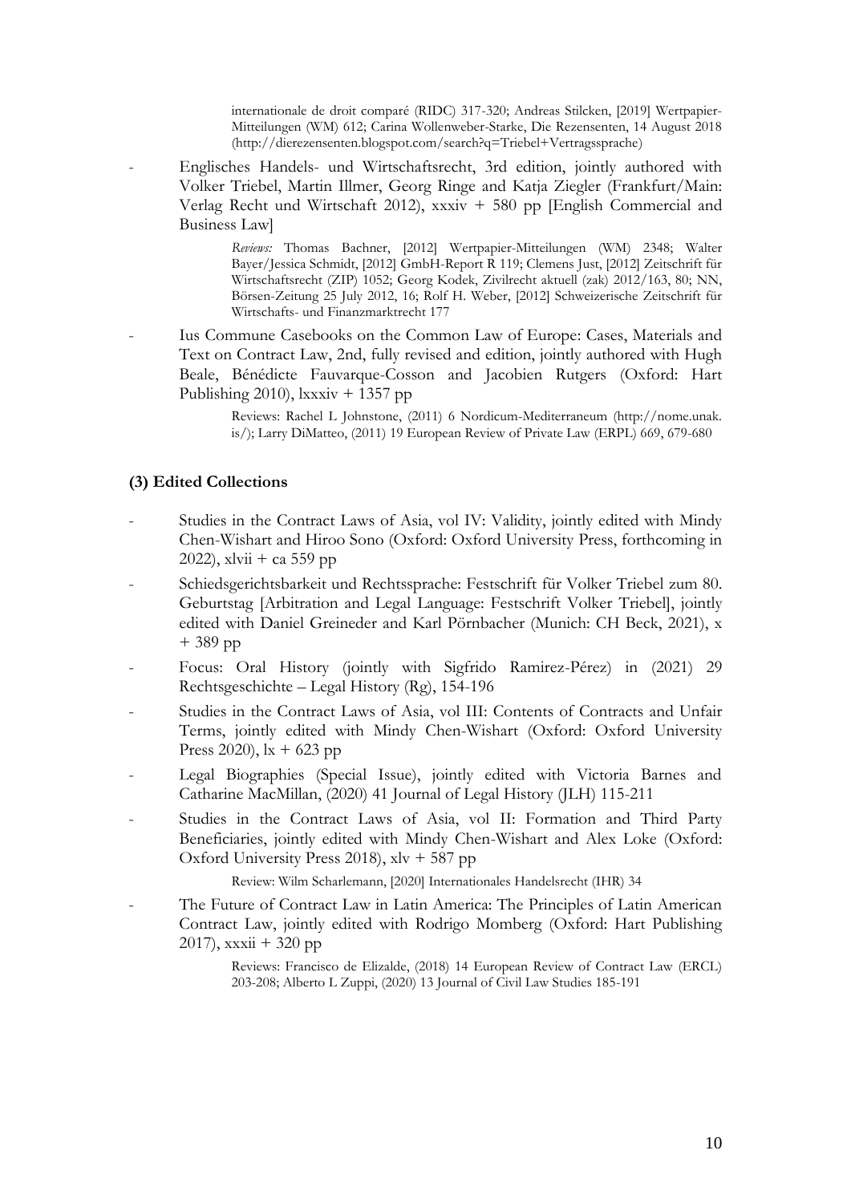internationale de droit comparé (RIDC) 317-320; Andreas Stilcken, [2019] Wertpapier-Mitteilungen (WM) 612; Carina Wollenweber-Starke, Die Rezensenten, 14 August 2018 (http://dierezensenten.blogspot.com/search?q=Triebel+Vertragssprache)

- Englisches Handels- und Wirtschaftsrecht, 3rd edition, jointly authored with Volker Triebel, Martin Illmer, Georg Ringe and Katja Ziegler (Frankfurt/Main: Verlag Recht und Wirtschaft 2012), xxxiv + 580 pp [English Commercial and Business Law]

  *Reviews:* Thomas Bachner, [2012] Wertpapier-Mitteilungen (WM) 2348; Walter Bayer/Jessica Schmidt, [2012] GmbH-Report R 119; Clemens Just, [2012] Zeitschrift für Wirtschaftsrecht (ZIP) 1052; Georg Kodek, Zivilrecht aktuell (zak) 2012/163, 80; NN, Börsen-Zeitung 25 July 2012, 16; Rolf H. Weber, [2012] Schweizerische Zeitschrift für Wirtschafts- und Finanzmarktrecht 177

- Ius Commune Casebooks on the Common Law of Europe: Cases, Materials and Text on Contract Law, 2nd, fully revised and edition, jointly authored with Hugh Beale, Bénédicte Fauvarque-Cosson and Jacobien Rutgers (Oxford: Hart Publishing 2010), lxxxiv + 1357 pp

  Reviews: Rachel L Johnstone, (2011) 6 Nordicum-Mediterraneum (http://nome.unak.is/); Larry DiMatteo, (2011) 19 European Review of Private Law (ERPL) 669, 679-680

### (3) Edited Collections

- Studies in the Contract Laws of Asia, vol IV: Validity, jointly edited with Mindy Chen-Wishart and Hiroo Sono (Oxford: Oxford University Press, forthcoming in 2022), xlvii + ca 559 pp
- Schiedsgerichtsbarkeit und Rechtssprache: Festschrift für Volker Triebel zum 80. Geburtstag [Arbitration and Legal Language: Festschrift Volker Triebel], jointly edited with Daniel Greineder and Karl Pörnbacher (Munich: CH Beck, 2021), x + 389 pp
- Focus: Oral History (jointly with Sigfrido Ramirez-Pérez) in (2021) 29 Rechtsgeschichte – Legal History (Rg), 154-196
- Studies in the Contract Laws of Asia, vol III: Contents of Contracts and Unfair Terms, jointly edited with Mindy Chen-Wishart (Oxford: Oxford University Press 2020), lx + 623 pp
- Legal Biographies (Special Issue), jointly edited with Victoria Barnes and Catharine MacMillan, (2020) 41 Journal of Legal History (JLH) 115-211
- Studies in the Contract Laws of Asia, vol II: Formation and Third Party Beneficiaries, jointly edited with Mindy Chen-Wishart and Alex Loke (Oxford: Oxford University Press 2018), xlv + 587 pp

  Review: Wilm Scharlemann, [2020] Internationales Handelsrecht (IHR) 34

- The Future of Contract Law in Latin America: The Principles of Latin American Contract Law, jointly edited with Rodrigo Momberg (Oxford: Hart Publishing 2017), xxxii + 320 pp

  Reviews: Francisco de Elizalde, (2018) 14 European Review of Contract Law (ERCL) 203-208; Alberto L Zuppi, (2020) 13 Journal of Civil Law Studies 185-191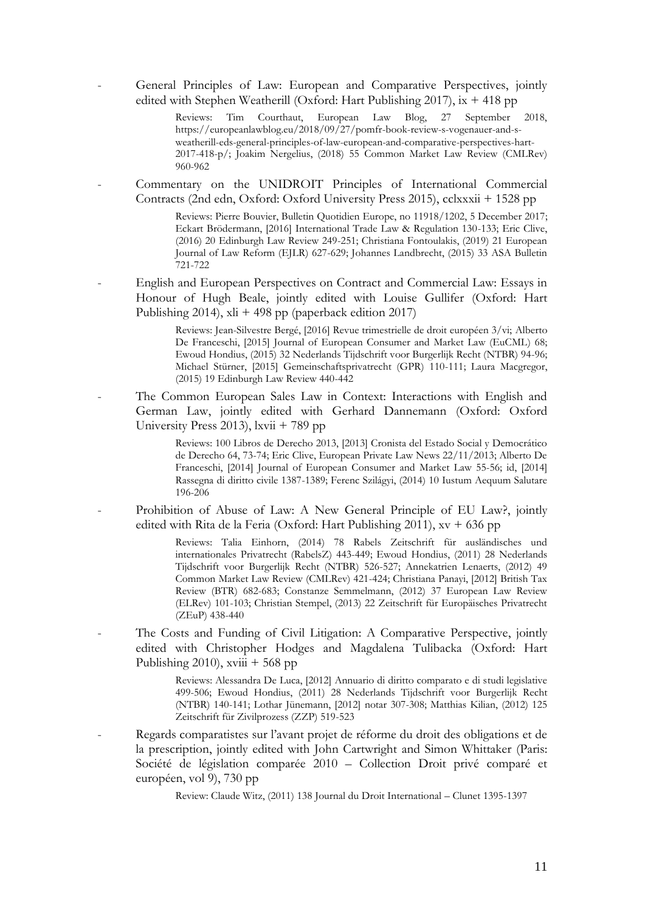- General Principles of Law: European and Comparative Perspectives, jointly edited with Stephen Weatherill (Oxford: Hart Publishing 2017), ix + 418 pp

  Reviews: Tim Courthaut, European Law Blog, 27 September 2018, https://europeanlawblog.eu/2018/09/27/pomfr-book-review-s-vogenauer-and-s-weatherill-eds-general-principles-of-law-european-and-comparative-perspectives-hart-2017-418-p/; Joakim Nergelius, (2018) 55 Common Market Law Review (CMLRev) 960-962

- Commentary on the UNIDROIT Principles of International Commercial Contracts (2nd edn, Oxford: Oxford University Press 2015), cclxxxii + 1528 pp

  Reviews: Pierre Bouvier, Bulletin Quotidien Europe, no 11918/1202, 5 December 2017; Eckart Brödermann, [2016] International Trade Law & Regulation 130-133; Eric Clive, (2016) 20 Edinburgh Law Review 249-251; Christiana Fontoulakis, (2019) 21 European Journal of Law Reform (EJLR) 627-629; Johannes Landbrecht, (2015) 33 ASA Bulletin 721-722

- English and European Perspectives on Contract and Commercial Law: Essays in Honour of Hugh Beale, jointly edited with Louise Gullifer (Oxford: Hart Publishing 2014), xli + 498 pp (paperback edition 2017)

  Reviews: Jean-Silvestre Bergé, [2016] Revue trimestrielle de droit européen 3/vi; Alberto De Franceschi, [2015] Journal of European Consumer and Market Law (EuCML) 68; Ewoud Hondius, (2015) 32 Nederlands Tijdschrift voor Burgerlijk Recht (NTBR) 94-96; Michael Stürner, [2015] Gemeinschaftsprivatrecht (GPR) 110-111; Laura Macgregor, (2015) 19 Edinburgh Law Review 440-442

- The Common European Sales Law in Context: Interactions with English and German Law, jointly edited with Gerhard Dannemann (Oxford: Oxford University Press 2013), lxvii + 789 pp

  Reviews: 100 Libros de Derecho 2013, [2013] Cronista del Estado Social y Democrático de Derecho 64, 73-74; Eric Clive, European Private Law News 22/11/2013; Alberto De Franceschi, [2014] Journal of European Consumer and Market Law 55-56; id, [2014] Rassegna di diritto civile 1387-1389; Ferenc Szilágyi, (2014) 10 Iustum Aequum Salutare 196-206

- Prohibition of Abuse of Law: A New General Principle of EU Law?, jointly edited with Rita de la Feria (Oxford: Hart Publishing 2011), xv + 636 pp

  Reviews: Talia Einhorn, (2014) 78 Rabels Zeitschrift für ausländisches und internationales Privatrecht (RabelsZ) 443-449; Ewoud Hondius, (2011) 28 Nederlands Tijdschrift voor Burgerlijk Recht (NTBR) 526-527; Annekatrien Lenaerts, (2012) 49 Common Market Law Review (CMLRev) 421-424; Christiana Panayi, [2012] British Tax Review (BTR) 682-683; Constanze Semmelmann, (2012) 37 European Law Review (ELRev) 101-103; Christian Stempel, (2013) 22 Zeitschrift für Europäisches Privatrecht (ZEuP) 438-440

- The Costs and Funding of Civil Litigation: A Comparative Perspective, jointly edited with Christopher Hodges and Magdalena Tulibacka (Oxford: Hart Publishing 2010), xviii + 568 pp

  Reviews: Alessandra De Luca, [2012] Annuario di diritto comparato e di studi legislative 499-506; Ewoud Hondius, (2011) 28 Nederlands Tijdschrift voor Burgerlijk Recht (NTBR) 140-141; Lothar Jünemann, [2012] notar 307-308; Matthias Kilian, (2012) 125 Zeitschrift für Zivilprozess (ZZP) 519-523

- Regards comparatistes sur l'avant projet de réforme du droit des obligations et de la prescription, jointly edited with John Cartwright and Simon Whittaker (Paris: Société de législation comparée 2010 – Collection Droit privé comparé et européen, vol 9), 730 pp

  Review: Claude Witz, (2011) 138 Journal du Droit International – Clunet 1395-1397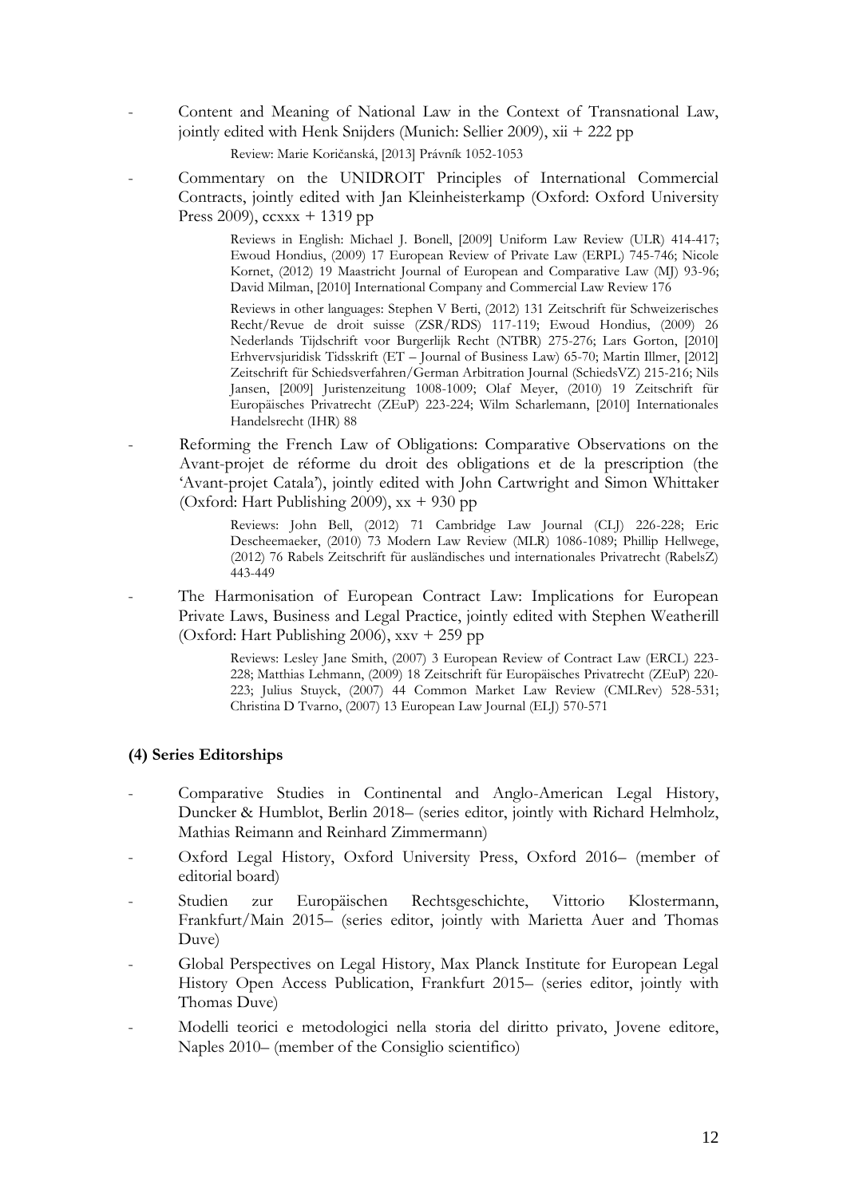- Content and Meaning of National Law in the Context of Transnational Law, jointly edited with Henk Snijders (Munich: Sellier 2009), xii + 222 pp

  Review: Marie Koričanská, [2013] Právník 1052-1053

- Commentary on the UNIDROIT Principles of International Commercial Contracts, jointly edited with Jan Kleinheisterkamp (Oxford: Oxford University Press 2009), ccxxx + 1319 pp

  Reviews in English: Michael J. Bonell, [2009] Uniform Law Review (ULR) 414-417; Ewoud Hondius, (2009) 17 European Review of Private Law (ERPL) 745-746; Nicole Kornet, (2012) 19 Maastricht Journal of European and Comparative Law (MJ) 93-96; David Milman, [2010] International Company and Commercial Law Review 176

  Reviews in other languages: Stephen V Berti, (2012) 131 Zeitschrift für Schweizerisches Recht/Revue de droit suisse (ZSR/RDS) 117-119; Ewoud Hondius, (2009) 26 Nederlands Tijdschrift voor Burgerlijk Recht (NTBR) 275-276; Lars Gorton, [2010] Erhvervsjuridisk Tidsskrift (ET – Journal of Business Law) 65-70; Martin Illmer, [2012] Zeitschrift für Schiedsverfahren/German Arbitration Journal (SchiedsVZ) 215-216; Nils Jansen, [2009] Juristenzeitung 1008-1009; Olaf Meyer, (2010) 19 Zeitschrift für Europäisches Privatrecht (ZEuP) 223-224; Wilm Scharlemann, [2010] Internationales Handelsrecht (IHR) 88

- Reforming the French Law of Obligations: Comparative Observations on the Avant-projet de réforme du droit des obligations et de la prescription (the 'Avant-projet Catala'), jointly edited with John Cartwright and Simon Whittaker (Oxford: Hart Publishing 2009), xx + 930 pp

  Reviews: John Bell, (2012) 71 Cambridge Law Journal (CLJ) 226-228; Eric Descheemaeker, (2010) 73 Modern Law Review (MLR) 1086-1089; Phillip Hellwege, (2012) 76 Rabels Zeitschrift für ausländisches und internationales Privatrecht (RabelsZ) 443-449

- The Harmonisation of European Contract Law: Implications for European Private Laws, Business and Legal Practice, jointly edited with Stephen Weatherill (Oxford: Hart Publishing 2006), xxv + 259 pp

  Reviews: Lesley Jane Smith, (2007) 3 European Review of Contract Law (ERCL) 223-228; Matthias Lehmann, (2009) 18 Zeitschrift für Europäisches Privatrecht (ZEuP) 220-223; Julius Stuyck, (2007) 44 Common Market Law Review (CMLRev) 528-531; Christina D Tvarno, (2007) 13 European Law Journal (ELJ) 570-571

**(4) Series Editorships**

- Comparative Studies in Continental and Anglo-American Legal History, Duncker & Humblot, Berlin 2018– (series editor, jointly with Richard Helmholz, Mathias Reimann and Reinhard Zimmermann)
- Oxford Legal History, Oxford University Press, Oxford 2016– (member of editorial board)
- Studien zur Europäischen Rechtsgeschichte, Vittorio Klostermann, Frankfurt/Main 2015– (series editor, jointly with Marietta Auer and Thomas Duve)
- Global Perspectives on Legal History, Max Planck Institute for European Legal History Open Access Publication, Frankfurt 2015– (series editor, jointly with Thomas Duve)
- Modelli teorici e metodologici nella storia del diritto privato, Jovene editore, Naples 2010– (member of the Consiglio scientifico)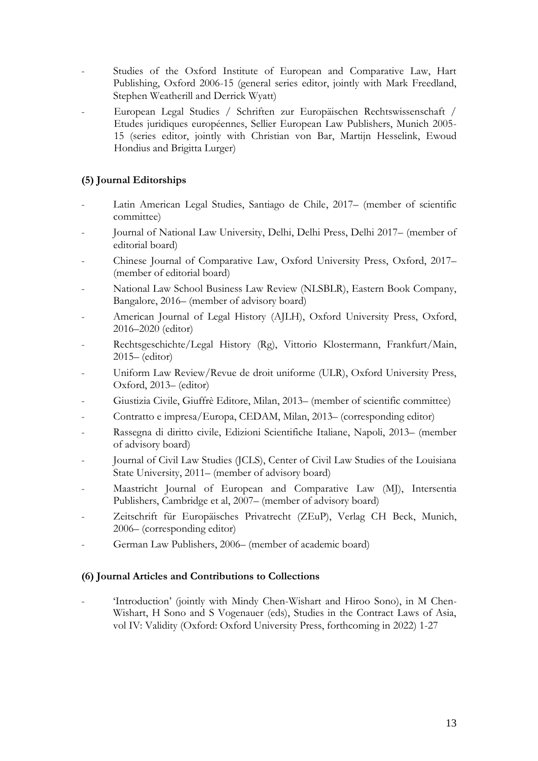- Studies of the Oxford Institute of European and Comparative Law, Hart Publishing, Oxford 2006-15 (general series editor, jointly with Mark Freedland, Stephen Weatherill and Derrick Wyatt)
- European Legal Studies / Schriften zur Europäischen Rechtswissenschaft / Etudes juridiques européennes, Sellier European Law Publishers, Munich 2005-15 (series editor, jointly with Christian von Bar, Martijn Hesselink, Ewoud Hondius and Brigitta Lurger)

**(5) Journal Editorships**

- Latin American Legal Studies, Santiago de Chile, 2017– (member of scientific committee)
- Journal of National Law University, Delhi, Delhi Press, Delhi 2017– (member of editorial board)
- Chinese Journal of Comparative Law, Oxford University Press, Oxford, 2017– (member of editorial board)
- National Law School Business Law Review (NLSBLR), Eastern Book Company, Bangalore, 2016– (member of advisory board)
- American Journal of Legal History (AJLH), Oxford University Press, Oxford, 2016–2020 (editor)
- Rechtsgeschichte/Legal History (Rg), Vittorio Klostermann, Frankfurt/Main, 2015– (editor)
- Uniform Law Review/Revue de droit uniforme (ULR), Oxford University Press, Oxford, 2013– (editor)
- Giustizia Civile, Giuffrè Editore, Milan, 2013– (member of scientific committee)
- Contratto e impresa/Europa, CEDAM, Milan, 2013– (corresponding editor)
- Rassegna di diritto civile, Edizioni Scientifiche Italiane, Napoli, 2013– (member of advisory board)
- Journal of Civil Law Studies (JCLS), Center of Civil Law Studies of the Louisiana State University, 2011– (member of advisory board)
- Maastricht Journal of European and Comparative Law (MJ), Intersentia Publishers, Cambridge et al, 2007– (member of advisory board)
- Zeitschrift für Europäisches Privatrecht (ZEuP), Verlag CH Beck, Munich, 2006– (corresponding editor)
- German Law Publishers, 2006– (member of academic board)

**(6) Journal Articles and Contributions to Collections**

- 'Introduction' (jointly with Mindy Chen-Wishart and Hiroo Sono), in M Chen-Wishart, H Sono and S Vogenauer (eds), Studies in the Contract Laws of Asia, vol IV: Validity (Oxford: Oxford University Press, forthcoming in 2022) 1-27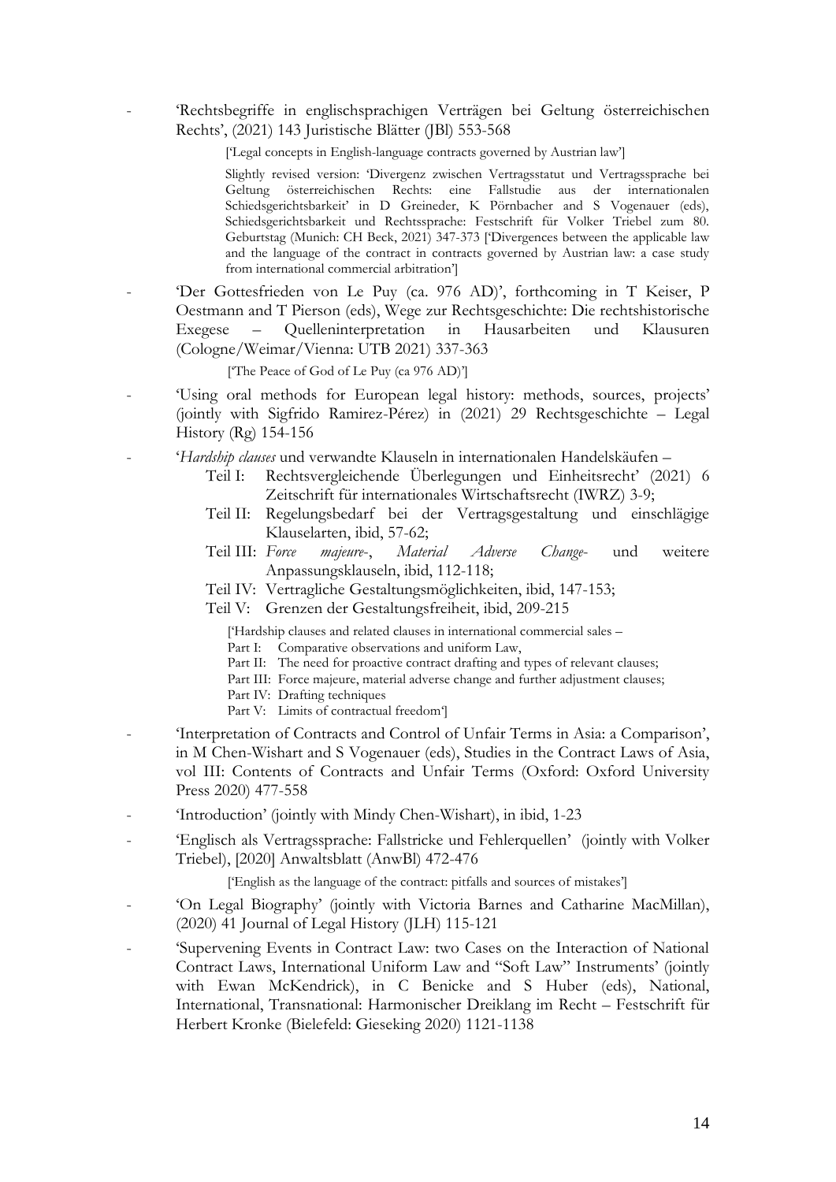- 'Rechtsbegriffe in englischsprachigen Verträgen bei Geltung österreichischen Rechts', (2021) 143 Juristische Blätter (JBl) 553-568

  ['Legal concepts in English-language contracts governed by Austrian law']

  Slightly revised version: 'Divergenz zwischen Vertragsstatut und Vertragssprache bei Geltung österreichischen Rechts: eine Fallstudie aus der internationalen Schiedsgerichtsbarkeit' in D Greineder, K Pörnbacher and S Vogenauer (eds), Schiedsgerichtsbarkeit und Rechtssprache: Festschrift für Volker Triebel zum 80. Geburtstag (Munich: CH Beck, 2021) 347-373 ['Divergences between the applicable law and the language of the contract in contracts governed by Austrian law: a case study from international commercial arbitration']

- 'Der Gottesfrieden von Le Puy (ca. 976 AD)', forthcoming in T Keiser, P Oestmann and T Pierson (eds), Wege zur Rechtsgeschichte: Die rechtshistorische Exegese – Quelleninterpretation in Hausarbeiten und Klausuren (Cologne/Weimar/Vienna: UTB 2021) 337-363

  ['The Peace of God of Le Puy (ca 976 AD)']

- 'Using oral methods for European legal history: methods, sources, projects' (jointly with Sigfrido Ramirez-Pérez) in (2021) 29 Rechtsgeschichte – Legal History (Rg) 154-156

- '*Hardship clauses* und verwandte Klauseln in internationalen Handelskäufen –
  - Teil I: Rechtsvergleichende Überlegungen und Einheitsrecht' (2021) 6 Zeitschrift für internationales Wirtschaftsrecht (IWRZ) 3-9;
  - Teil II: Regelungsbedarf bei der Vertragsgestaltung und einschlägige Klauselarten, ibid, 57-62;
  - Teil III: *Force majeure*-, *Material Adverse Change*- und weitere Anpassungsklauseln, ibid, 112-118;
  - Teil IV: Vertragliche Gestaltungsmöglichkeiten, ibid, 147-153;
  - Teil V: Grenzen der Gestaltungsfreiheit, ibid, 209-215

  ['Hardship clauses and related clauses in international commercial sales –
  Part I: Comparative observations and uniform Law,
  Part II: The need for proactive contract drafting and types of relevant clauses;
  Part III: Force majeure, material adverse change and further adjustment clauses;
  Part IV: Drafting techniques
  Part V: Limits of contractual freedom']

- 'Interpretation of Contracts and Control of Unfair Terms in Asia: a Comparison', in M Chen-Wishart and S Vogenauer (eds), Studies in the Contract Laws of Asia, vol III: Contents of Contracts and Unfair Terms (Oxford: Oxford University Press 2020) 477-558

- 'Introduction' (jointly with Mindy Chen-Wishart), in ibid, 1-23

- 'Englisch als Vertragssprache: Fallstricke und Fehlerquellen' (jointly with Volker Triebel), [2020] Anwaltsblatt (AnwBl) 472-476

  ['English as the language of the contract: pitfalls and sources of mistakes']

- 'On Legal Biography' (jointly with Victoria Barnes and Catharine MacMillan), (2020) 41 Journal of Legal History (JLH) 115-121

- 'Supervening Events in Contract Law: two Cases on the Interaction of National Contract Laws, International Uniform Law and "Soft Law" Instruments' (jointly with Ewan McKendrick), in C Benicke and S Huber (eds), National, International, Transnational: Harmonischer Dreiklang im Recht – Festschrift für Herbert Kronke (Bielefeld: Gieseking 2020) 1121-1138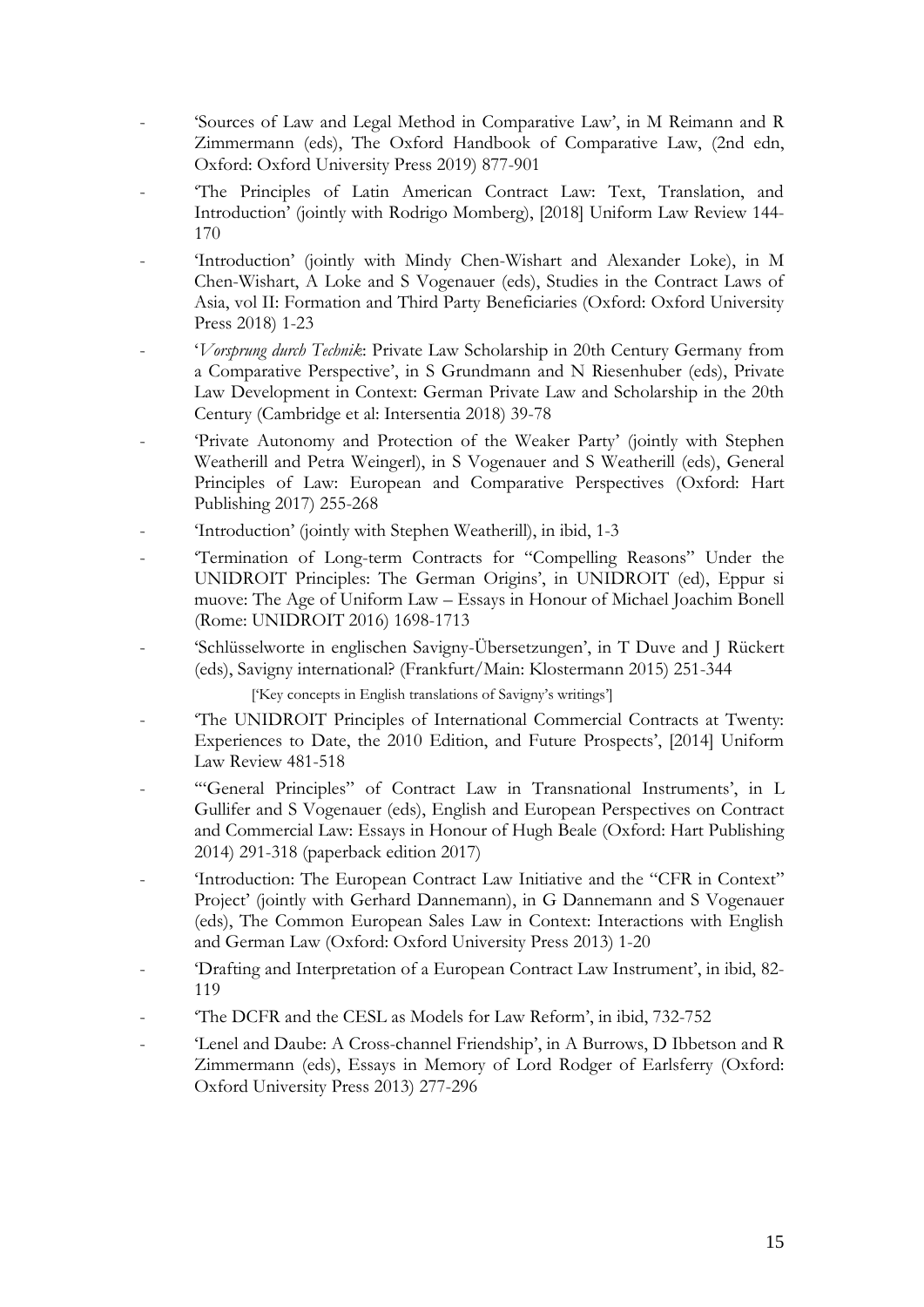- 'Sources of Law and Legal Method in Comparative Law', in M Reimann and R Zimmermann (eds), The Oxford Handbook of Comparative Law, (2nd edn, Oxford: Oxford University Press 2019) 877-901
- 'The Principles of Latin American Contract Law: Text, Translation, and Introduction' (jointly with Rodrigo Momberg), [2018] Uniform Law Review 144-170
- 'Introduction' (jointly with Mindy Chen-Wishart and Alexander Loke), in M Chen-Wishart, A Loke and S Vogenauer (eds), Studies in the Contract Laws of Asia, vol II: Formation and Third Party Beneficiaries (Oxford: Oxford University Press 2018) 1-23
- '*Vorsprung durch Technik*: Private Law Scholarship in 20th Century Germany from a Comparative Perspective', in S Grundmann and N Riesenhuber (eds), Private Law Development in Context: German Private Law and Scholarship in the 20th Century (Cambridge et al: Intersentia 2018) 39-78
- 'Private Autonomy and Protection of the Weaker Party' (jointly with Stephen Weatherill and Petra Weingerl), in S Vogenauer and S Weatherill (eds), General Principles of Law: European and Comparative Perspectives (Oxford: Hart Publishing 2017) 255-268
- 'Introduction' (jointly with Stephen Weatherill), in ibid, 1-3
- 'Termination of Long-term Contracts for "Compelling Reasons" Under the UNIDROIT Principles: The German Origins', in UNIDROIT (ed), Eppur si muove: The Age of Uniform Law – Essays in Honour of Michael Joachim Bonell (Rome: UNIDROIT 2016) 1698-1713
- 'Schlüsselworte in englischen Savigny-Übersetzungen', in T Duve and J Rückert (eds), Savigny international? (Frankfurt/Main: Klostermann 2015) 251-344

  ['Key concepts in English translations of Savigny's writings']
- 'The UNIDROIT Principles of International Commercial Contracts at Twenty: Experiences to Date, the 2010 Edition, and Future Prospects', [2014] Uniform Law Review 481-518
- '"General Principles" of Contract Law in Transnational Instruments', in L Gullifer and S Vogenauer (eds), English and European Perspectives on Contract and Commercial Law: Essays in Honour of Hugh Beale (Oxford: Hart Publishing 2014) 291-318 (paperback edition 2017)
- 'Introduction: The European Contract Law Initiative and the "CFR in Context" Project' (jointly with Gerhard Dannemann), in G Dannemann and S Vogenauer (eds), The Common European Sales Law in Context: Interactions with English and German Law (Oxford: Oxford University Press 2013) 1-20
- 'Drafting and Interpretation of a European Contract Law Instrument', in ibid, 82-119
- 'The DCFR and the CESL as Models for Law Reform', in ibid, 732-752
- 'Lenel and Daube: A Cross-channel Friendship', in A Burrows, D Ibbetson and R Zimmermann (eds), Essays in Memory of Lord Rodger of Earlsferry (Oxford: Oxford University Press 2013) 277-296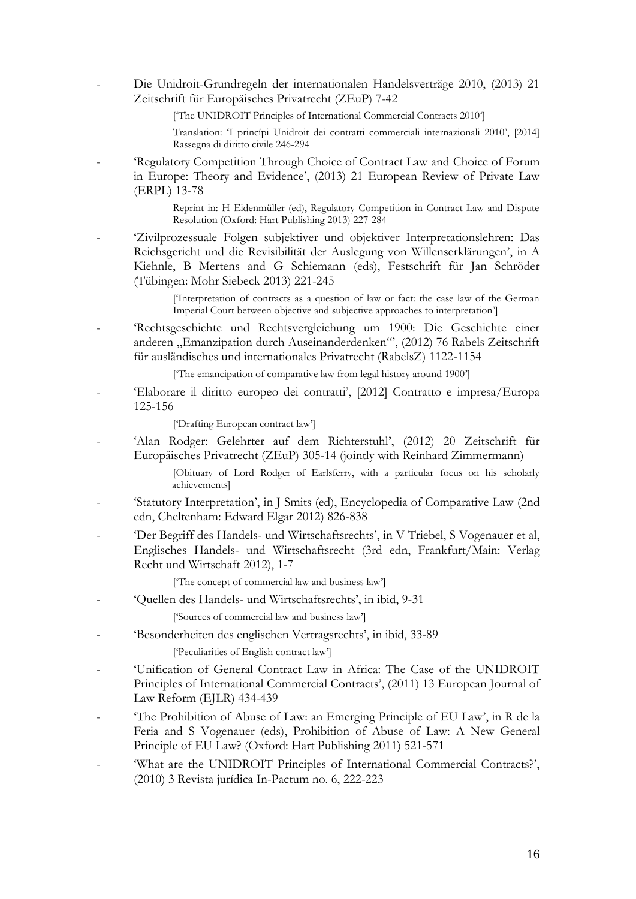- Die Unidroit-Grundregeln der internationalen Handelsverträge 2010, (2013) 21 Zeitschrift für Europäisches Privatrecht (ZEuP) 7-42

  ['The UNIDROIT Principles of International Commercial Contracts 2010']

  Translation: 'I princípi Unidroit dei contratti commerciali internazionali 2010', [2014] Rassegna di diritto civile 246-294

- 'Regulatory Competition Through Choice of Contract Law and Choice of Forum in Europe: Theory and Evidence', (2013) 21 European Review of Private Law (ERPL) 13-78

  Reprint in: H Eidenmüller (ed), Regulatory Competition in Contract Law and Dispute Resolution (Oxford: Hart Publishing 2013) 227-284

- 'Zivilprozessuale Folgen subjektiver und objektiver Interpretationslehren: Das Reichsgericht und die Revisibilität der Auslegung von Willenserklärungen', in A Kiehnle, B Mertens and G Schiemann (eds), Festschrift für Jan Schröder (Tübingen: Mohr Siebeck 2013) 221-245

  ['Interpretation of contracts as a question of law or fact: the case law of the German Imperial Court between objective and subjective approaches to interpretation']

- 'Rechtsgeschichte und Rechtsvergleichung um 1900: Die Geschichte einer anderen „Emanzipation durch Auseinanderdenken"', (2012) 76 Rabels Zeitschrift für ausländisches und internationales Privatrecht (RabelsZ) 1122-1154

  ['The emancipation of comparative law from legal history around 1900']

- 'Elaborare il diritto europeo dei contratti', [2012] Contratto e impresa/Europa 125-156

  ['Drafting European contract law']

- 'Alan Rodger: Gelehrter auf dem Richterstuhl', (2012) 20 Zeitschrift für Europäisches Privatrecht (ZEuP) 305-14 (jointly with Reinhard Zimmermann)

  [Obituary of Lord Rodger of Earlsferry, with a particular focus on his scholarly achievements]

- 'Statutory Interpretation', in J Smits (ed), Encyclopedia of Comparative Law (2nd edn, Cheltenham: Edward Elgar 2012) 826-838

- 'Der Begriff des Handels- und Wirtschaftsrechts', in V Triebel, S Vogenauer et al, Englisches Handels- und Wirtschaftsrecht (3rd edn, Frankfurt/Main: Verlag Recht und Wirtschaft 2012), 1-7

  ['The concept of commercial law and business law']

- 'Quellen des Handels- und Wirtschaftsrechts', in ibid, 9-31

  ['Sources of commercial law and business law']

- 'Besonderheiten des englischen Vertragsrechts', in ibid, 33-89

  ['Peculiarities of English contract law']

- 'Unification of General Contract Law in Africa: The Case of the UNIDROIT Principles of International Commercial Contracts', (2011) 13 European Journal of Law Reform (EJLR) 434-439

- 'The Prohibition of Abuse of Law: an Emerging Principle of EU Law', in R de la Feria and S Vogenauer (eds), Prohibition of Abuse of Law: A New General Principle of EU Law? (Oxford: Hart Publishing 2011) 521-571

- 'What are the UNIDROIT Principles of International Commercial Contracts?', (2010) 3 Revista jurídica In-Pactum no. 6, 222-223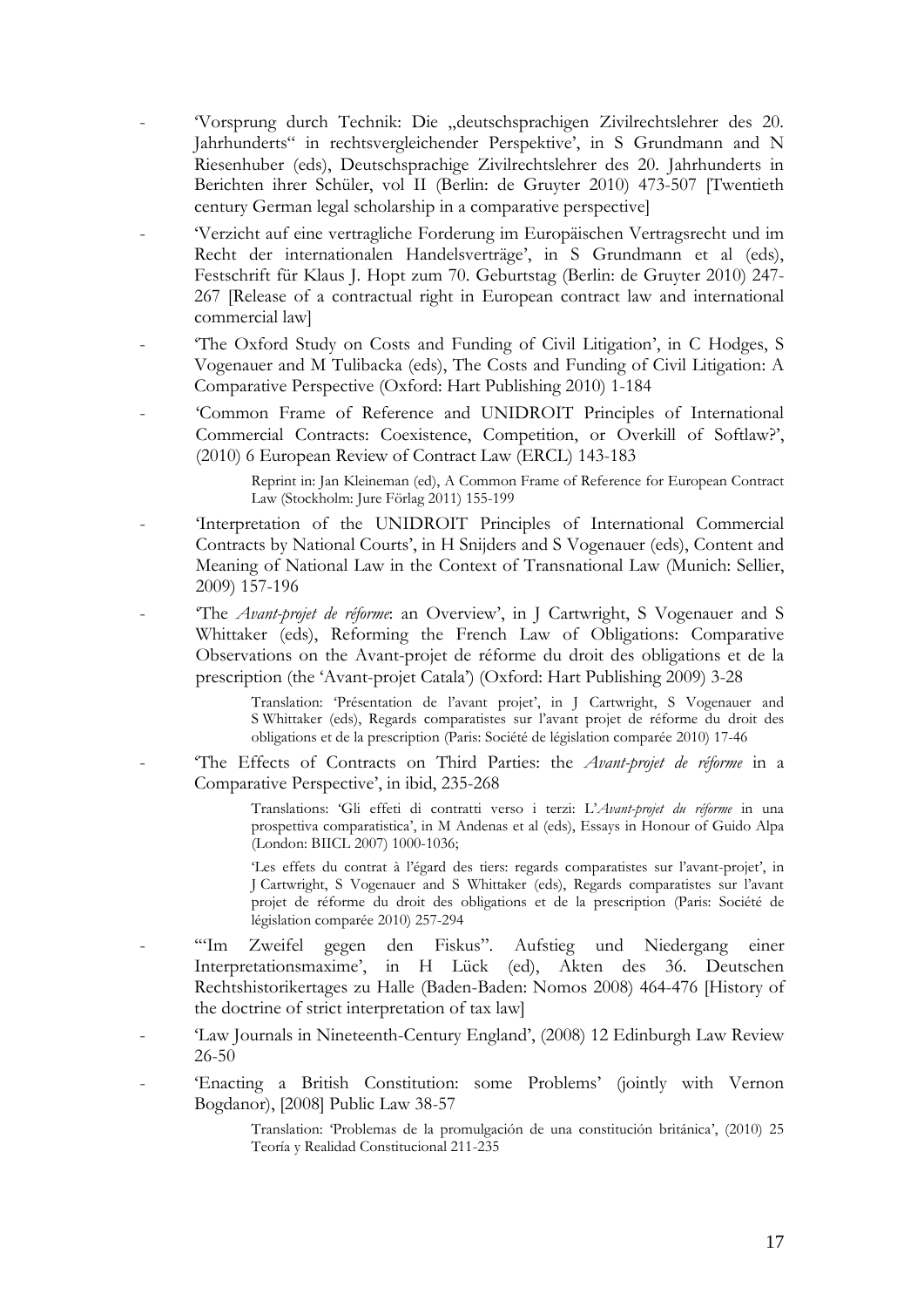- 'Vorsprung durch Technik: Die „deutschsprachigen Zivilrechtslehrer des 20. Jahrhunderts" in rechtsvergleichender Perspektive', in S Grundmann and N Riesenhuber (eds), Deutschsprachige Zivilrechtslehrer des 20. Jahrhunderts in Berichten ihrer Schüler, vol II (Berlin: de Gruyter 2010) 473-507 [Twentieth century German legal scholarship in a comparative perspective]
- 'Verzicht auf eine vertragliche Forderung im Europäischen Vertragsrecht und im Recht der internationalen Handelsverträge', in S Grundmann et al (eds), Festschrift für Klaus J. Hopt zum 70. Geburtstag (Berlin: de Gruyter 2010) 247-267 [Release of a contractual right in European contract law and international commercial law]
- 'The Oxford Study on Costs and Funding of Civil Litigation', in C Hodges, S Vogenauer and M Tulibacka (eds), The Costs and Funding of Civil Litigation: A Comparative Perspective (Oxford: Hart Publishing 2010) 1-184
- 'Common Frame of Reference and UNIDROIT Principles of International Commercial Contracts: Coexistence, Competition, or Overkill of Softlaw?', (2010) 6 European Review of Contract Law (ERCL) 143-183

  Reprint in: Jan Kleineman (ed), A Common Frame of Reference for European Contract Law (Stockholm: Jure Förlag 2011) 155-199
- 'Interpretation of the UNIDROIT Principles of International Commercial Contracts by National Courts', in H Snijders and S Vogenauer (eds), Content and Meaning of National Law in the Context of Transnational Law (Munich: Sellier, 2009) 157-196
- 'The *Avant-projet de réforme*: an Overview', in J Cartwright, S Vogenauer and S Whittaker (eds), Reforming the French Law of Obligations: Comparative Observations on the Avant-projet de réforme du droit des obligations et de la prescription (the 'Avant-projet Catala') (Oxford: Hart Publishing 2009) 3-28

  Translation: 'Présentation de l'avant projet', in J Cartwright, S Vogenauer and S Whittaker (eds), Regards comparatistes sur l'avant projet de réforme du droit des obligations et de la prescription (Paris: Société de législation comparée 2010) 17-46
- 'The Effects of Contracts on Third Parties: the *Avant-projet de réforme* in a Comparative Perspective', in ibid, 235-268

  Translations: 'Gli effeti di contratti verso i terzi: L'*Avant-projet du réforme* in una prospettiva comparatistica', in M Andenas et al (eds), Essays in Honour of Guido Alpa (London: BIICL 2007) 1000-1036;

  'Les effets du contrat à l'égard des tiers: regards comparatistes sur l'avant-projet', in J Cartwright, S Vogenauer and S Whittaker (eds), Regards comparatistes sur l'avant projet de réforme du droit des obligations et de la prescription (Paris: Société de législation comparée 2010) 257-294
- '"Im Zweifel gegen den Fiskus". Aufstieg und Niedergang einer Interpretationsmaxime', in H Lück (ed), Akten des 36. Deutschen Rechtshistorikertages zu Halle (Baden-Baden: Nomos 2008) 464-476 [History of the doctrine of strict interpretation of tax law]
- 'Law Journals in Nineteenth-Century England', (2008) 12 Edinburgh Law Review 26-50
- 'Enacting a British Constitution: some Problems' (jointly with Vernon Bogdanor), [2008] Public Law 38-57

  Translation: 'Problemas de la promulgación de una constitución británica', (2010) 25 Teoría y Realidad Constitucional 211-235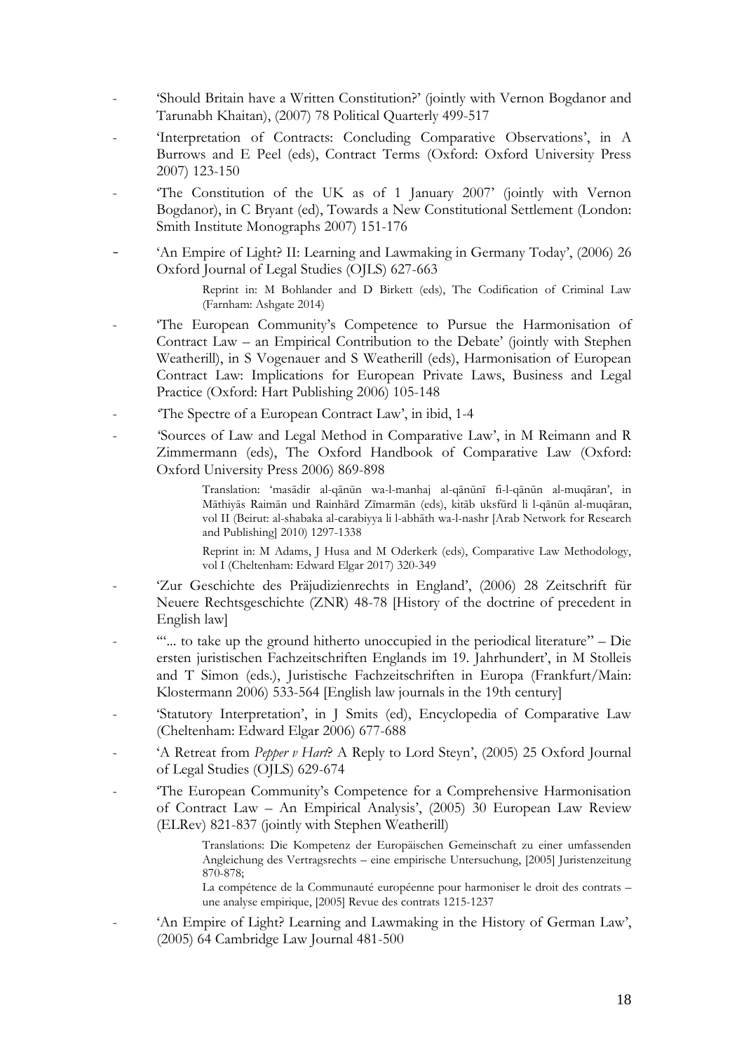- 'Should Britain have a Written Constitution?' (jointly with Vernon Bogdanor and Tarunabh Khaitan), (2007) 78 Political Quarterly 499-517
- 'Interpretation of Contracts: Concluding Comparative Observations', in A Burrows and E Peel (eds), Contract Terms (Oxford: Oxford University Press 2007) 123-150
- 'The Constitution of the UK as of 1 January 2007' (jointly with Vernon Bogdanor), in C Bryant (ed), Towards a New Constitutional Settlement (London: Smith Institute Monographs 2007) 151-176
- 'An Empire of Light? II: Learning and Lawmaking in Germany Today', (2006) 26 Oxford Journal of Legal Studies (OJLS) 627-663

  Reprint in: M Bohlander and D Birkett (eds), The Codification of Criminal Law (Farnham: Ashgate 2014)
- 'The European Community's Competence to Pursue the Harmonisation of Contract Law – an Empirical Contribution to the Debate' (jointly with Stephen Weatherill), in S Vogenauer and S Weatherill (eds), Harmonisation of European Contract Law: Implications for European Private Laws, Business and Legal Practice (Oxford: Hart Publishing 2006) 105-148
- 'The Spectre of a European Contract Law', in ibid, 1-4
- 'Sources of Law and Legal Method in Comparative Law', in M Reimann and R Zimmermann (eds), The Oxford Handbook of Comparative Law (Oxford: Oxford University Press 2006) 869-898

  Translation: 'maṣādir al-qānūn wa-l-manhaj al-qānūnī fi-l-qānūn al-muqāran', in Māthiyās Raimān und Rainhārd Zīmarmān (eds), kitāb uksfūrd li l-qānūn al-muqāran, vol II (Beirut: al-shabaka al-carabiyya li l-abhāth wa-l-nashr [Arab Network for Research and Publishing] 2010) 1297-1338

  Reprint in: M Adams, J Husa and M Oderkerk (eds), Comparative Law Methodology, vol I (Cheltenham: Edward Elgar 2017) 320-349
- 'Zur Geschichte des Präjudizienrechts in England', (2006) 28 Zeitschrift für Neuere Rechtsgeschichte (ZNR) 48-78 [History of the doctrine of precedent in English law]
- '"... to take up the ground hitherto unoccupied in the periodical literature" – Die ersten juristischen Fachzeitschriften Englands im 19. Jahrhundert', in M Stolleis and T Simon (eds.), Juristische Fachzeitschriften in Europa (Frankfurt/Main: Klostermann 2006) 533-564 [English law journals in the 19th century]
- 'Statutory Interpretation', in J Smits (ed), Encyclopedia of Comparative Law (Cheltenham: Edward Elgar 2006) 677-688
- 'A Retreat from *Pepper v Hart*? A Reply to Lord Steyn', (2005) 25 Oxford Journal of Legal Studies (OJLS) 629-674
- 'The European Community's Competence for a Comprehensive Harmonisation of Contract Law – An Empirical Analysis', (2005) 30 European Law Review (ELRev) 821-837 (jointly with Stephen Weatherill)

  Translations: Die Kompetenz der Europäischen Gemeinschaft zu einer umfassenden Angleichung des Vertragsrechts – eine empirische Untersuchung, [2005] Juristenzeitung 870-878;
  La compétence de la Communauté européenne pour harmoniser le droit des contrats – une analyse empirique, [2005] Revue des contrats 1215-1237
- 'An Empire of Light? Learning and Lawmaking in the History of German Law', (2005) 64 Cambridge Law Journal 481-500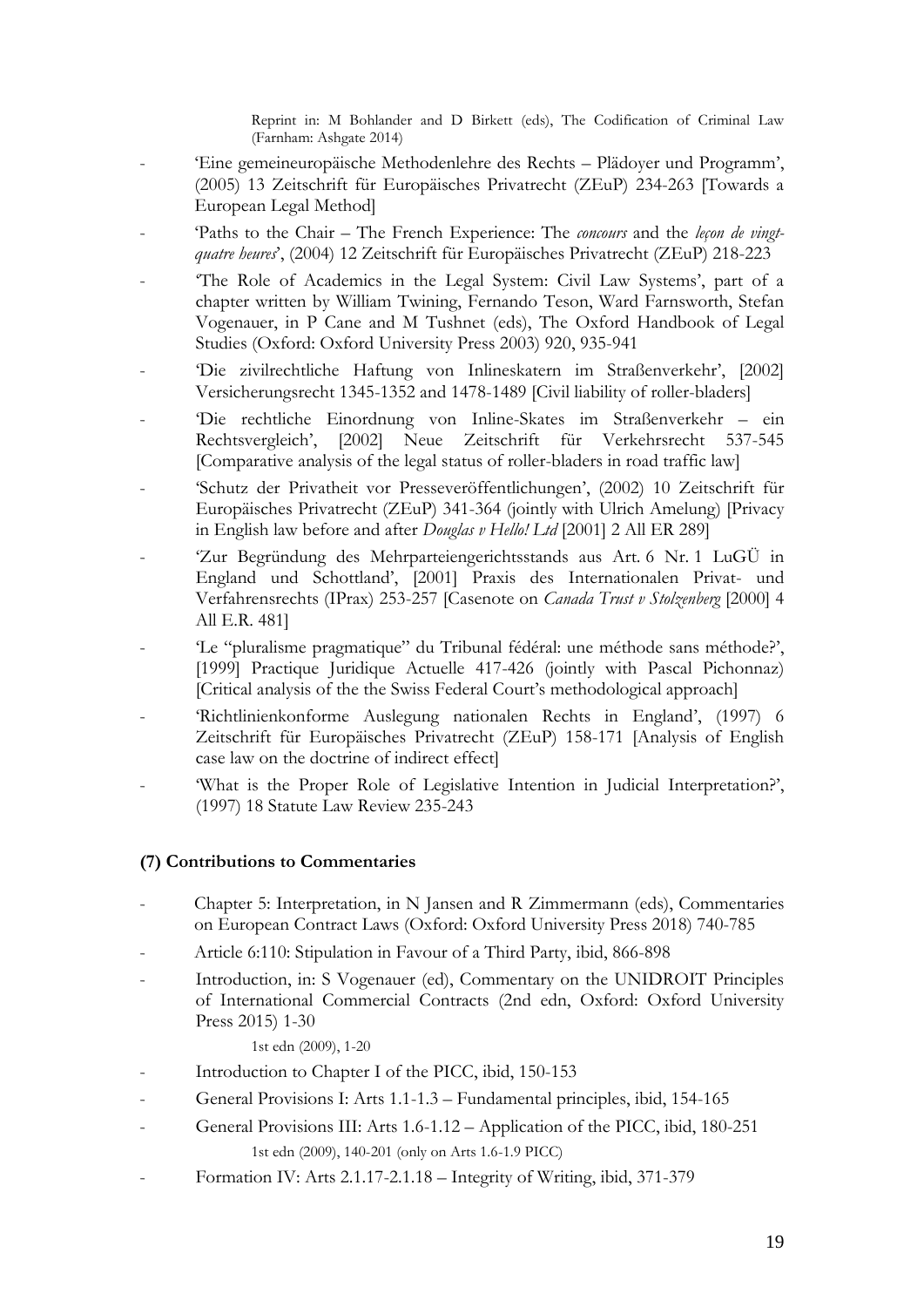Reprint in: M Bohlander and D Birkett (eds), The Codification of Criminal Law (Farnham: Ashgate 2014)

- 'Eine gemeineuropäische Methodenlehre des Rechts – Plädoyer und Programm', (2005) 13 Zeitschrift für Europäisches Privatrecht (ZEuP) 234-263 [Towards a European Legal Method]
- 'Paths to the Chair – The French Experience: The *concours* and the *leçon de vingt-quatre heures*', (2004) 12 Zeitschrift für Europäisches Privatrecht (ZEuP) 218-223
- 'The Role of Academics in the Legal System: Civil Law Systems', part of a chapter written by William Twining, Fernando Teson, Ward Farnsworth, Stefan Vogenauer, in P Cane and M Tushnet (eds), The Oxford Handbook of Legal Studies (Oxford: Oxford University Press 2003) 920, 935-941
- 'Die zivilrechtliche Haftung von Inlineskatern im Straßenverkehr', [2002] Versicherungsrecht 1345-1352 and 1478-1489 [Civil liability of roller-bladers]
- 'Die rechtliche Einordnung von Inline-Skates im Straßenverkehr – ein Rechtsvergleich', [2002] Neue Zeitschrift für Verkehrsrecht 537-545 [Comparative analysis of the legal status of roller-bladers in road traffic law]
- 'Schutz der Privatheit vor Presseveröffentlichungen', (2002) 10 Zeitschrift für Europäisches Privatrecht (ZEuP) 341-364 (jointly with Ulrich Amelung) [Privacy in English law before and after *Douglas v Hello! Ltd* [2001] 2 All ER 289]
- 'Zur Begründung des Mehrparteiengerichtsstands aus Art. 6 Nr. 1 LuGÜ in England und Schottland', [2001] Praxis des Internationalen Privat- und Verfahrensrechts (IPrax) 253-257 [Casenote on *Canada Trust v Stolzenberg* [2000] 4 All E.R. 481]
- 'Le "pluralisme pragmatique" du Tribunal fédéral: une méthode sans méthode?', [1999] Practique Juridique Actuelle 417-426 (jointly with Pascal Pichonnaz) [Critical analysis of the the Swiss Federal Court's methodological approach]
- 'Richtlinienkonforme Auslegung nationalen Rechts in England', (1997) 6 Zeitschrift für Europäisches Privatrecht (ZEuP) 158-171 [Analysis of English case law on the doctrine of indirect effect]
- 'What is the Proper Role of Legislative Intention in Judicial Interpretation?', (1997) 18 Statute Law Review 235-243

### (7) Contributions to Commentaries

- Chapter 5: Interpretation, in N Jansen and R Zimmermann (eds), Commentaries on European Contract Laws (Oxford: Oxford University Press 2018) 740-785
- Article 6:110: Stipulation in Favour of a Third Party, ibid, 866-898
- Introduction, in: S Vogenauer (ed), Commentary on the UNIDROIT Principles of International Commercial Contracts (2nd edn, Oxford: Oxford University Press 2015) 1-30

  1st edn (2009), 1-20
- Introduction to Chapter I of the PICC, ibid, 150-153
- General Provisions I: Arts 1.1-1.3 – Fundamental principles, ibid, 154-165
- General Provisions III: Arts 1.6-1.12 – Application of the PICC, ibid, 180-251

  1st edn (2009), 140-201 (only on Arts 1.6-1.9 PICC)
- Formation IV: Arts 2.1.17-2.1.18 – Integrity of Writing, ibid, 371-379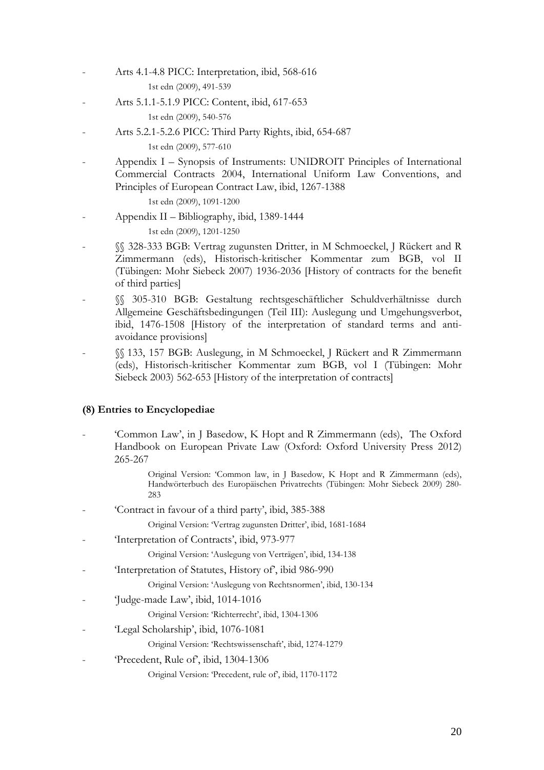- Arts 4.1-4.8 PICC: Interpretation, ibid, 568-616

  1st edn (2009), 491-539

- Arts 5.1.1-5.1.9 PICC: Content, ibid, 617-653

  1st edn (2009), 540-576

- Arts 5.2.1-5.2.6 PICC: Third Party Rights, ibid, 654-687

  1st edn (2009), 577-610

- Appendix I – Synopsis of Instruments: UNIDROIT Principles of International Commercial Contracts 2004, International Uniform Law Conventions, and Principles of European Contract Law, ibid, 1267-1388

  1st edn (2009), 1091-1200

- Appendix II – Bibliography, ibid, 1389-1444

  1st edn (2009), 1201-1250

- §§ 328-333 BGB: Vertrag zugunsten Dritter, in M Schmoeckel, J Rückert and R Zimmermann (eds), Historisch-kritischer Kommentar zum BGB, vol II (Tübingen: Mohr Siebeck 2007) 1936-2036 [History of contracts for the benefit of third parties]

- §§ 305-310 BGB: Gestaltung rechtsgeschäftlicher Schuldverhältnisse durch Allgemeine Geschäftsbedingungen (Teil III): Auslegung und Umgehungsverbot, ibid, 1476-1508 [History of the interpretation of standard terms and anti-avoidance provisions]

- §§ 133, 157 BGB: Auslegung, in M Schmoeckel, J Rückert and R Zimmermann (eds), Historisch-kritischer Kommentar zum BGB, vol I (Tübingen: Mohr Siebeck 2003) 562-653 [History of the interpretation of contracts]

### (8) Entries to Encyclopediae

- 'Common Law', in J Basedow, K Hopt and R Zimmermann (eds), The Oxford Handbook on European Private Law (Oxford: Oxford University Press 2012) 265-267

  Original Version: 'Common law, in J Basedow, K Hopt and R Zimmermann (eds), Handwörterbuch des Europäischen Privatrechts (Tübingen: Mohr Siebeck 2009) 280-283

- 'Contract in favour of a third party', ibid, 385-388

  Original Version: 'Vertrag zugunsten Dritter', ibid, 1681-1684

- 'Interpretation of Contracts', ibid, 973-977

  Original Version: 'Auslegung von Verträgen', ibid, 134-138

- 'Interpretation of Statutes, History of', ibid 986-990

  Original Version: 'Auslegung von Rechtsnormen', ibid, 130-134

- 'Judge-made Law', ibid, 1014-1016

  Original Version: 'Richterrecht', ibid, 1304-1306

- 'Legal Scholarship', ibid, 1076-1081

  Original Version: 'Rechtswissenschaft', ibid, 1274-1279

- 'Precedent, Rule of', ibid, 1304-1306

  Original Version: 'Precedent, rule of', ibid, 1170-1172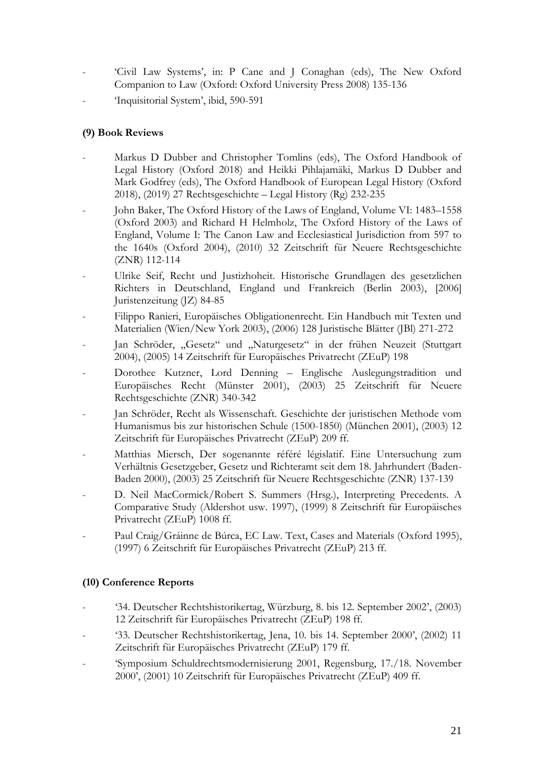- 'Civil Law Systems', in: P Cane and J Conaghan (eds), The New Oxford Companion to Law (Oxford: Oxford University Press 2008) 135-136
- 'Inquisitorial System', ibid, 590-591

**(9) Book Reviews**

- Markus D Dubber and Christopher Tomlins (eds), The Oxford Handbook of Legal History (Oxford 2018) and Heikki Pihlajamäki, Markus D Dubber and Mark Godfrey (eds), The Oxford Handbook of European Legal History (Oxford 2018), (2019) 27 Rechtsgeschichte – Legal History (Rg) 232-235
- John Baker, The Oxford History of the Laws of England, Volume VI: 1483–1558 (Oxford 2003) and Richard H Helmholz, The Oxford History of the Laws of England, Volume I: The Canon Law and Ecclesiastical Jurisdiction from 597 to the 1640s (Oxford 2004), (2010) 32 Zeitschrift für Neuere Rechtsgeschichte (ZNR) 112-114
- Ulrike Seif, Recht und Justizhoheit. Historische Grundlagen des gesetzlichen Richters in Deutschland, England und Frankreich (Berlin 2003), [2006] Juristenzeitung (JZ) 84-85
- Filippo Ranieri, Europäisches Obligationenrecht. Ein Handbuch mit Texten und Materialien (Wien/New York 2003), (2006) 128 Juristische Blätter (JBl) 271-272
- Jan Schröder, „Gesetz" und „Naturgesetz" in der frühen Neuzeit (Stuttgart 2004), (2005) 14 Zeitschrift für Europäisches Privatrecht (ZEuP) 198
- Dorothee Kutzner, Lord Denning – Englische Auslegungstradition und Europäisches Recht (Münster 2001), (2003) 25 Zeitschrift für Neuere Rechtsgeschichte (ZNR) 340-342
- Jan Schröder, Recht als Wissenschaft. Geschichte der juristischen Methode vom Humanismus bis zur historischen Schule (1500-1850) (München 2001), (2003) 12 Zeitschrift für Europäisches Privatrecht (ZEuP) 209 ff.
- Matthias Miersch, Der sogenannte référé législatif. Eine Untersuchung zum Verhältnis Gesetzgeber, Gesetz und Richteramt seit dem 18. Jahrhundert (Baden-Baden 2000), (2003) 25 Zeitschrift für Neuere Rechtsgeschichte (ZNR) 137-139
- D. Neil MacCormick/Robert S. Summers (Hrsg.), Interpreting Precedents. A Comparative Study (Aldershot usw. 1997), (1999) 8 Zeitschrift für Europäisches Privatrecht (ZEuP) 1008 ff.
- Paul Craig/Gráinne de Búrca, EC Law. Text, Cases and Materials (Oxford 1995), (1997) 6 Zeitschrift für Europäisches Privatrecht (ZEuP) 213 ff.

**(10) Conference Reports**

- '34. Deutscher Rechtshistorikertag, Würzburg, 8. bis 12. September 2002', (2003) 12 Zeitschrift für Europäisches Privatrecht (ZEuP) 198 ff.
- '33. Deutscher Rechtshistorikertag, Jena, 10. bis 14. September 2000', (2002) 11 Zeitschrift für Europäisches Privatrecht (ZEuP) 179 ff.
- 'Symposium Schuldrechtsmodernisierung 2001, Regensburg, 17./18. November 2000', (2001) 10 Zeitschrift für Europäisches Privatrecht (ZEuP) 409 ff.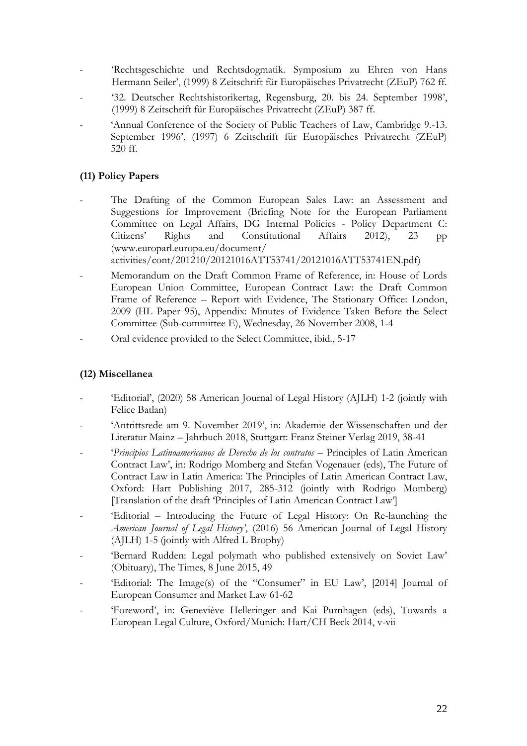- 'Rechtsgeschichte und Rechtsdogmatik. Symposium zu Ehren von Hans Hermann Seiler', (1999) 8 Zeitschrift für Europäisches Privatrecht (ZEuP) 762 ff.
- '32. Deutscher Rechtshistorikertag, Regensburg, 20. bis 24. September 1998', (1999) 8 Zeitschrift für Europäisches Privatrecht (ZEuP) 387 ff.
- 'Annual Conference of the Society of Public Teachers of Law, Cambridge 9.-13. September 1996', (1997) 6 Zeitschrift für Europäisches Privatrecht (ZEuP) 520 ff.

### (11) Policy Papers

- The Drafting of the Common European Sales Law: an Assessment and Suggestions for Improvement (Briefing Note for the European Parliament Committee on Legal Affairs, DG Internal Policies - Policy Department C: Citizens' Rights and Constitutional Affairs 2012), 23 pp (www.europarl.europa.eu/document/activities/cont/201210/20121016ATT53741/20121016ATT53741EN.pdf)
- Memorandum on the Draft Common Frame of Reference, in: House of Lords European Union Committee, European Contract Law: the Draft Common Frame of Reference – Report with Evidence, The Stationary Office: London, 2009 (HL Paper 95), Appendix: Minutes of Evidence Taken Before the Select Committee (Sub-committee E), Wednesday, 26 November 2008, 1-4
- Oral evidence provided to the Select Committee, ibid., 5-17

### (12) Miscellanea

- 'Editorial', (2020) 58 American Journal of Legal History (AJLH) 1-2 (jointly with Felice Batlan)
- 'Antrittsrede am 9. November 2019', in: Akademie der Wissenschaften und der Literatur Mainz – Jahrbuch 2018, Stuttgart: Franz Steiner Verlag 2019, 38-41
- '*Principios Latinoamericanos de Derecho de los contratos* – Principles of Latin American Contract Law', in: Rodrigo Momberg and Stefan Vogenauer (eds), The Future of Contract Law in Latin America: The Principles of Latin American Contract Law, Oxford: Hart Publishing 2017, 285-312 (jointly with Rodrigo Momberg) [Translation of the draft 'Principles of Latin American Contract Law']
- 'Editorial – Introducing the Future of Legal History: On Re-launching the *American Journal of Legal History*', (2016) 56 American Journal of Legal History (AJLH) 1-5 (jointly with Alfred L Brophy)
- 'Bernard Rudden: Legal polymath who published extensively on Soviet Law' (Obituary), The Times, 8 June 2015, 49
- 'Editorial: The Image(s) of the "Consumer" in EU Law', [2014] Journal of European Consumer and Market Law 61-62
- 'Foreword', in: Geneviève Helleringer and Kai Purnhagen (eds), Towards a European Legal Culture, Oxford/Munich: Hart/CH Beck 2014, v-vii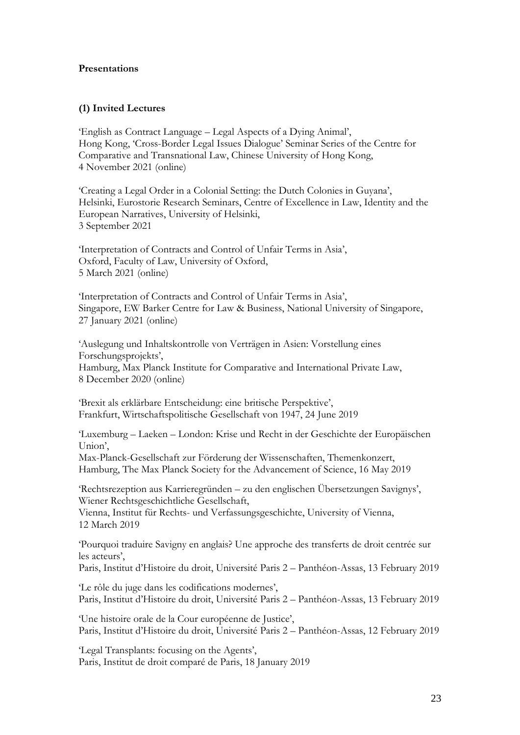**Presentations**

**(1) Invited Lectures**

'English as Contract Language – Legal Aspects of a Dying Animal',
Hong Kong, 'Cross-Border Legal Issues Dialogue' Seminar Series of the Centre for Comparative and Transnational Law, Chinese University of Hong Kong,
4 November 2021 (online)

'Creating a Legal Order in a Colonial Setting: the Dutch Colonies in Guyana',
Helsinki, Eurostorie Research Seminars, Centre of Excellence in Law, Identity and the European Narratives, University of Helsinki,
3 September 2021

'Interpretation of Contracts and Control of Unfair Terms in Asia',
Oxford, Faculty of Law, University of Oxford,
5 March 2021 (online)

'Interpretation of Contracts and Control of Unfair Terms in Asia',
Singapore, EW Barker Centre for Law & Business, National University of Singapore,
27 January 2021 (online)

'Auslegung und Inhaltskontrolle von Verträgen in Asien: Vorstellung eines Forschungsprojekts',
Hamburg, Max Planck Institute for Comparative and International Private Law,
8 December 2020 (online)

'Brexit als erklärbare Entscheidung: eine britische Perspektive',
Frankfurt, Wirtschaftspolitische Gesellschaft von 1947, 24 June 2019

'Luxemburg – Laeken – London: Krise und Recht in der Geschichte der Europäischen Union',
Max-Planck-Gesellschaft zur Förderung der Wissenschaften, Themenkonzert,
Hamburg, The Max Planck Society for the Advancement of Science, 16 May 2019

'Rechtsrezeption aus Karrieregründen – zu den englischen Übersetzungen Savignys',
Wiener Rechtsgeschichtliche Gesellschaft,
Vienna, Institut für Rechts- und Verfassungsgeschichte, University of Vienna,
12 March 2019

'Pourquoi traduire Savigny en anglais? Une approche des transferts de droit centrée sur les acteurs',
Paris, Institut d'Histoire du droit, Université Paris 2 – Panthéon-Assas, 13 February 2019

'Le rôle du juge dans les codifications modernes',
Paris, Institut d'Histoire du droit, Université Paris 2 – Panthéon-Assas, 13 February 2019

'Une histoire orale de la Cour européenne de Justice',
Paris, Institut d'Histoire du droit, Université Paris 2 – Panthéon-Assas, 12 February 2019

'Legal Transplants: focusing on the Agents',
Paris, Institut de droit comparé de Paris, 18 January 2019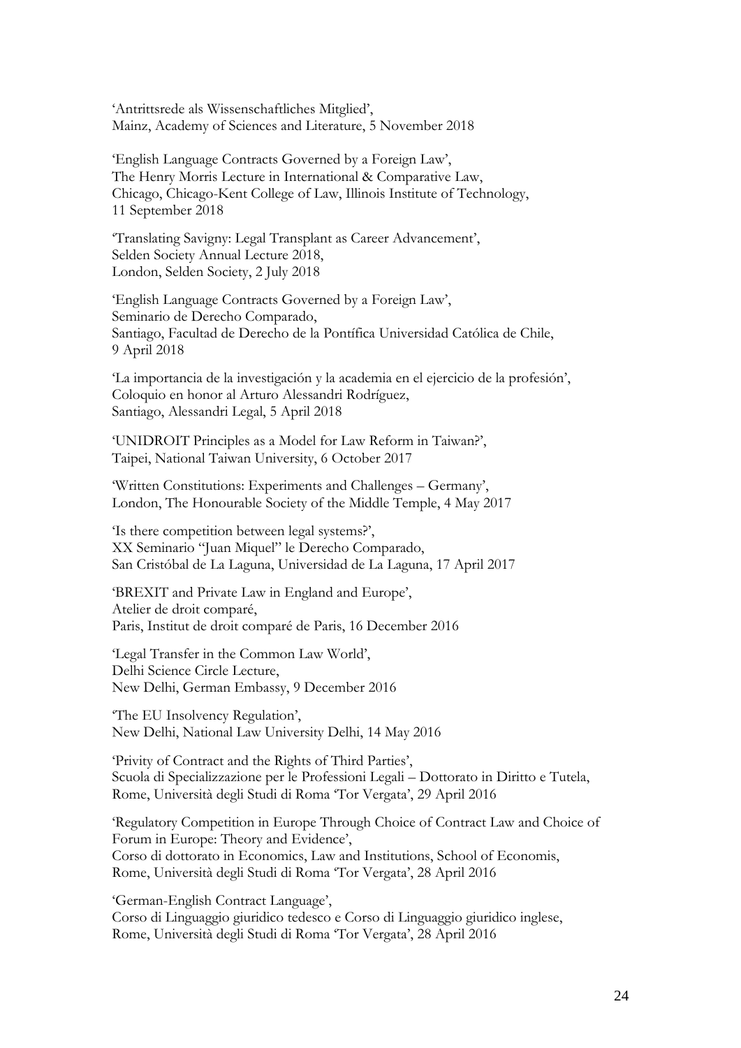'Antrittsrede als Wissenschaftliches Mitglied',
Mainz, Academy of Sciences and Literature, 5 November 2018

'English Language Contracts Governed by a Foreign Law',
The Henry Morris Lecture in International & Comparative Law,
Chicago, Chicago-Kent College of Law, Illinois Institute of Technology,
11 September 2018

'Translating Savigny: Legal Transplant as Career Advancement',
Selden Society Annual Lecture 2018,
London, Selden Society, 2 July 2018

'English Language Contracts Governed by a Foreign Law',
Seminario de Derecho Comparado,
Santiago, Facultad de Derecho de la Pontífica Universidad Católica de Chile,
9 April 2018

'La importancia de la investigación y la academia en el ejercicio de la profesión',
Coloquio en honor al Arturo Alessandri Rodríguez,
Santiago, Alessandri Legal, 5 April 2018

'UNIDROIT Principles as a Model for Law Reform in Taiwan?',
Taipei, National Taiwan University, 6 October 2017

'Written Constitutions: Experiments and Challenges – Germany',
London, The Honourable Society of the Middle Temple, 4 May 2017

'Is there competition between legal systems?',
XX Seminario "Juan Miquel" le Derecho Comparado,
San Cristóbal de La Laguna, Universidad de La Laguna, 17 April 2017

'BREXIT and Private Law in England and Europe',
Atelier de droit comparé,
Paris, Institut de droit comparé de Paris, 16 December 2016

'Legal Transfer in the Common Law World',
Delhi Science Circle Lecture,
New Delhi, German Embassy, 9 December 2016

'The EU Insolvency Regulation',
New Delhi, National Law University Delhi, 14 May 2016

'Privity of Contract and the Rights of Third Parties',
Scuola di Specializzazione per le Professioni Legali – Dottorato in Diritto e Tutela,
Rome, Università degli Studi di Roma 'Tor Vergata', 29 April 2016

'Regulatory Competition in Europe Through Choice of Contract Law and Choice of Forum in Europe: Theory and Evidence',
Corso di dottorato in Economics, Law and Institutions, School of Economis,
Rome, Università degli Studi di Roma 'Tor Vergata', 28 April 2016

'German-English Contract Language',
Corso di Linguaggio giuridico tedesco e Corso di Linguaggio giuridico inglese,
Rome, Università degli Studi di Roma 'Tor Vergata', 28 April 2016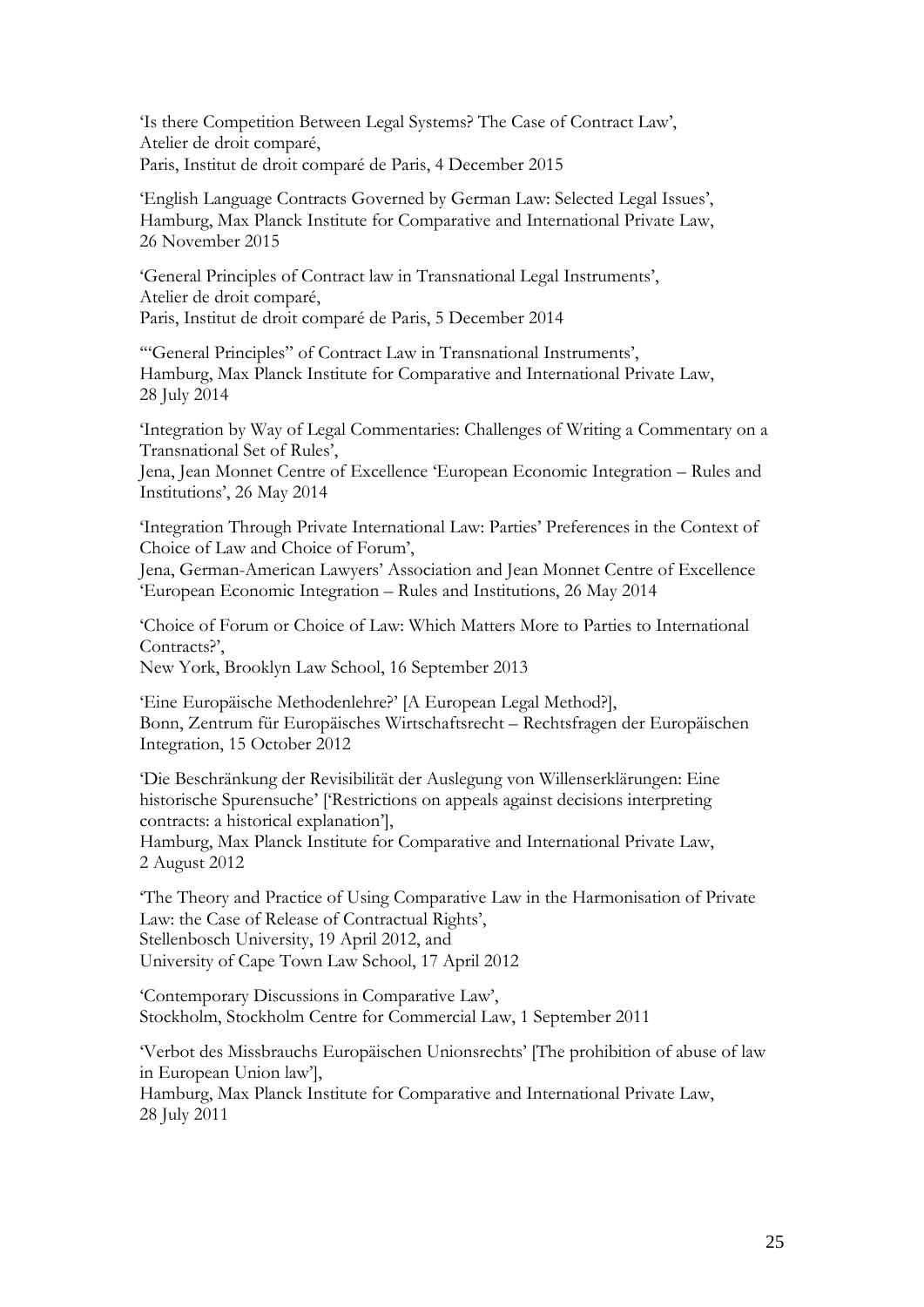'Is there Competition Between Legal Systems? The Case of Contract Law',
Atelier de droit comparé,
Paris, Institut de droit comparé de Paris, 4 December 2015

'English Language Contracts Governed by German Law: Selected Legal Issues',
Hamburg, Max Planck Institute for Comparative and International Private Law,
26 November 2015

'General Principles of Contract law in Transnational Legal Instruments',
Atelier de droit comparé,
Paris, Institut de droit comparé de Paris, 5 December 2014

'"General Principles" of Contract Law in Transnational Instruments',
Hamburg, Max Planck Institute for Comparative and International Private Law,
28 July 2014

'Integration by Way of Legal Commentaries: Challenges of Writing a Commentary on a Transnational Set of Rules',
Jena, Jean Monnet Centre of Excellence 'European Economic Integration – Rules and Institutions', 26 May 2014

'Integration Through Private International Law: Parties' Preferences in the Context of Choice of Law and Choice of Forum',
Jena, German-American Lawyers' Association and Jean Monnet Centre of Excellence 'European Economic Integration – Rules and Institutions, 26 May 2014

'Choice of Forum or Choice of Law: Which Matters More to Parties to International Contracts?',
New York, Brooklyn Law School, 16 September 2013

'Eine Europäische Methodenlehre?' [A European Legal Method?],
Bonn, Zentrum für Europäisches Wirtschaftsrecht – Rechtsfragen der Europäischen Integration, 15 October 2012

'Die Beschränkung der Revisibilität der Auslegung von Willenserklärungen: Eine historische Spurensuche' ['Restrictions on appeals against decisions interpreting contracts: a historical explanation'],
Hamburg, Max Planck Institute for Comparative and International Private Law,
2 August 2012

'The Theory and Practice of Using Comparative Law in the Harmonisation of Private Law: the Case of Release of Contractual Rights',
Stellenbosch University, 19 April 2012, and
University of Cape Town Law School, 17 April 2012

'Contemporary Discussions in Comparative Law',
Stockholm, Stockholm Centre for Commercial Law, 1 September 2011

'Verbot des Missbrauchs Europäischen Unionsrechts' [The prohibition of abuse of law in European Union law'],
Hamburg, Max Planck Institute for Comparative and International Private Law,
28 July 2011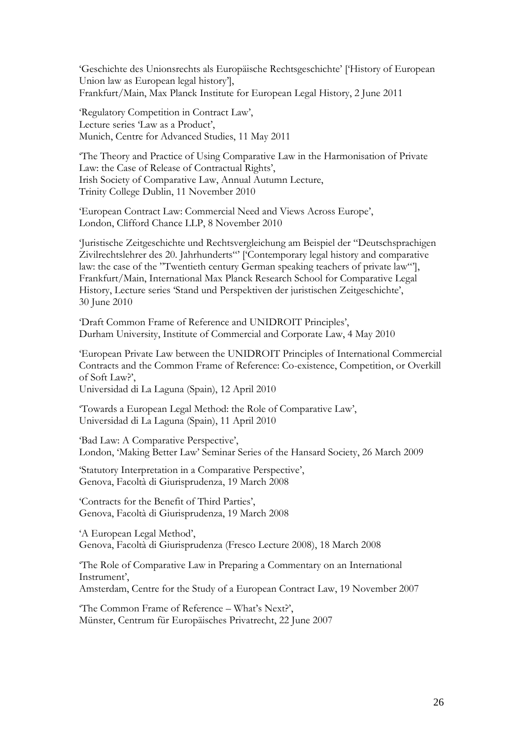'Geschichte des Unionsrechts als Europäische Rechtsgeschichte' ['History of European Union law as European legal history'],
Frankfurt/Main, Max Planck Institute for European Legal History, 2 June 2011

'Regulatory Competition in Contract Law',
Lecture series 'Law as a Product',
Munich, Centre for Advanced Studies, 11 May 2011

'The Theory and Practice of Using Comparative Law in the Harmonisation of Private Law: the Case of Release of Contractual Rights',
Irish Society of Comparative Law, Annual Autumn Lecture,
Trinity College Dublin, 11 November 2010

'European Contract Law: Commercial Need and Views Across Europe',
London, Clifford Chance LLP, 8 November 2010

'Juristische Zeitgeschichte und Rechtsvergleichung am Beispiel der "Deutschsprachigen Zivilrechtslehrer des 20. Jahrhunderts"' ['Contemporary legal history and comparative law: the case of the "Twentieth century German speaking teachers of private law"'],
Frankfurt/Main, International Max Planck Research School for Comparative Legal History, Lecture series 'Stand und Perspektiven der juristischen Zeitgeschichte',
30 June 2010

'Draft Common Frame of Reference and UNIDROIT Principles',
Durham University, Institute of Commercial and Corporate Law, 4 May 2010

'European Private Law between the UNIDROIT Principles of International Commercial Contracts and the Common Frame of Reference: Co-existence, Competition, or Overkill of Soft Law?',
Universidad di La Laguna (Spain), 12 April 2010

'Towards a European Legal Method: the Role of Comparative Law',
Universidad di La Laguna (Spain), 11 April 2010

'Bad Law: A Comparative Perspective',
London, 'Making Better Law' Seminar Series of the Hansard Society, 26 March 2009

'Statutory Interpretation in a Comparative Perspective',
Genova, Facoltà di Giurisprudenza, 19 March 2008

'Contracts for the Benefit of Third Parties',
Genova, Facoltà di Giurisprudenza, 19 March 2008

'A European Legal Method',
Genova, Facoltà di Giurisprudenza (Fresco Lecture 2008), 18 March 2008

'The Role of Comparative Law in Preparing a Commentary on an International Instrument',
Amsterdam, Centre for the Study of a European Contract Law, 19 November 2007

'The Common Frame of Reference – What's Next?',
Münster, Centrum für Europäisches Privatrecht, 22 June 2007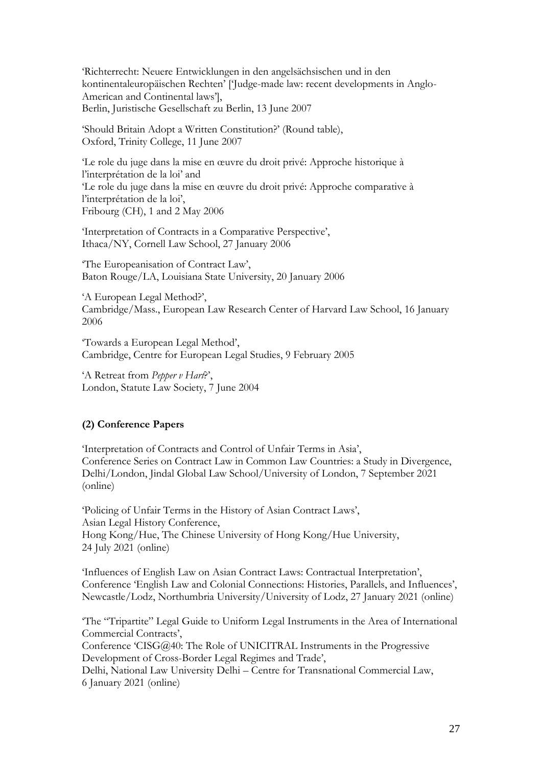'Richterrecht: Neuere Entwicklungen in den angelsächsischen und in den kontinentaleuropäischen Rechten' ['Judge-made law: recent developments in Anglo-American and Continental laws'],
Berlin, Juristische Gesellschaft zu Berlin, 13 June 2007

'Should Britain Adopt a Written Constitution?' (Round table),
Oxford, Trinity College, 11 June 2007

'Le role du juge dans la mise en œuvre du droit privé: Approche historique à l'interprétation de la loi' and
'Le role du juge dans la mise en œuvre du droit privé: Approche comparative à l'interprétation de la loi',
Fribourg (CH), 1 and 2 May 2006

'Interpretation of Contracts in a Comparative Perspective',
Ithaca/NY, Cornell Law School, 27 January 2006

'The Europeanisation of Contract Law',
Baton Rouge/LA, Louisiana State University, 20 January 2006

'A European Legal Method?',
Cambridge/Mass., European Law Research Center of Harvard Law School, 16 January 2006

'Towards a European Legal Method',
Cambridge, Centre for European Legal Studies, 9 February 2005

'A Retreat from *Pepper v Hart*?',
London, Statute Law Society, 7 June 2004

**(2) Conference Papers**

'Interpretation of Contracts and Control of Unfair Terms in Asia',
Conference Series on Contract Law in Common Law Countries: a Study in Divergence,
Delhi/London, Jindal Global Law School/University of London, 7 September 2021 (online)

'Policing of Unfair Terms in the History of Asian Contract Laws',
Asian Legal History Conference,
Hong Kong/Hue, The Chinese University of Hong Kong/Hue University,
24 July 2021 (online)

'Influences of English Law on Asian Contract Laws: Contractual Interpretation',
Conference 'English Law and Colonial Connections: Histories, Parallels, and Influences',
Newcastle/Lodz, Northumbria University/University of Lodz, 27 January 2021 (online)

'The "Tripartite" Legal Guide to Uniform Legal Instruments in the Area of International Commercial Contracts',
Conference 'CISG@40: The Role of UNICITRAL Instruments in the Progressive Development of Cross-Border Legal Regimes and Trade',
Delhi, National Law University Delhi – Centre for Transnational Commercial Law,
6 January 2021 (online)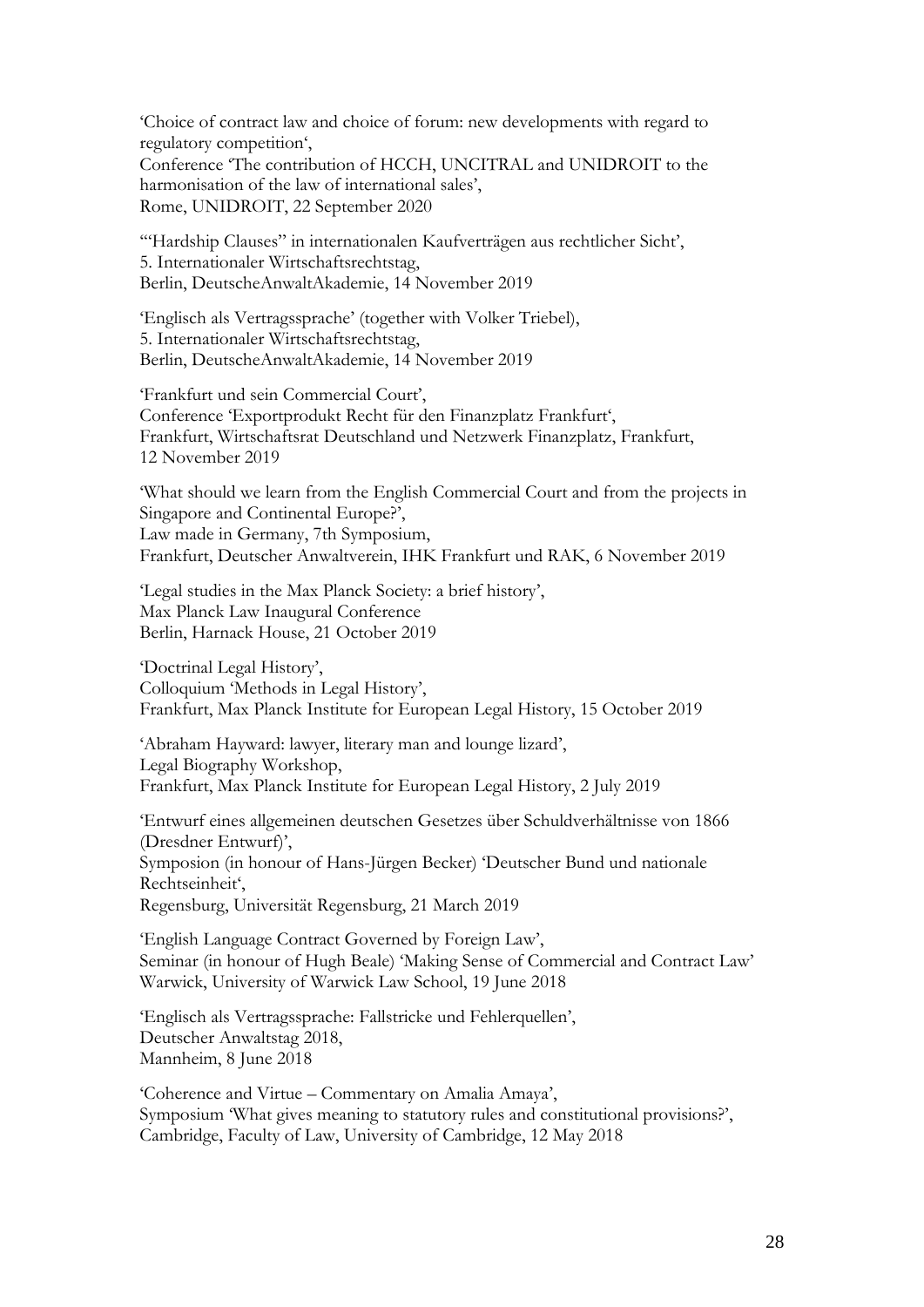'Choice of contract law and choice of forum: new developments with regard to regulatory competition',
Conference 'The contribution of HCCH, UNCITRAL and UNIDROIT to the harmonisation of the law of international sales',
Rome, UNIDROIT, 22 September 2020

'"Hardship Clauses" in internationalen Kaufverträgen aus rechtlicher Sicht',
5. Internationaler Wirtschaftsrechtstag,
Berlin, DeutscheAnwaltAkademie, 14 November 2019

'Englisch als Vertragssprache' (together with Volker Triebel),
5. Internationaler Wirtschaftsrechtstag,
Berlin, DeutscheAnwaltAkademie, 14 November 2019

'Frankfurt und sein Commercial Court',
Conference 'Exportprodukt Recht für den Finanzplatz Frankfurt',
Frankfurt, Wirtschaftsrat Deutschland und Netzwerk Finanzplatz, Frankfurt,
12 November 2019

'What should we learn from the English Commercial Court and from the projects in Singapore and Continental Europe?',
Law made in Germany, 7th Symposium,
Frankfurt, Deutscher Anwaltverein, IHK Frankfurt und RAK, 6 November 2019

'Legal studies in the Max Planck Society: a brief history',
Max Planck Law Inaugural Conference
Berlin, Harnack House, 21 October 2019

'Doctrinal Legal History',
Colloquium 'Methods in Legal History',
Frankfurt, Max Planck Institute for European Legal History, 15 October 2019

'Abraham Hayward: lawyer, literary man and lounge lizard',
Legal Biography Workshop,
Frankfurt, Max Planck Institute for European Legal History, 2 July 2019

'Entwurf eines allgemeinen deutschen Gesetzes über Schuldverhältnisse von 1866 (Dresdner Entwurf)',
Symposion (in honour of Hans-Jürgen Becker) 'Deutscher Bund und nationale Rechtseinheit',
Regensburg, Universität Regensburg, 21 March 2019

'English Language Contract Governed by Foreign Law',
Seminar (in honour of Hugh Beale) 'Making Sense of Commercial and Contract Law'
Warwick, University of Warwick Law School, 19 June 2018

'Englisch als Vertragssprache: Fallstricke und Fehlerquellen',
Deutscher Anwaltstag 2018,
Mannheim, 8 June 2018

'Coherence and Virtue – Commentary on Amalia Amaya',
Symposium 'What gives meaning to statutory rules and constitutional provisions?',
Cambridge, Faculty of Law, University of Cambridge, 12 May 2018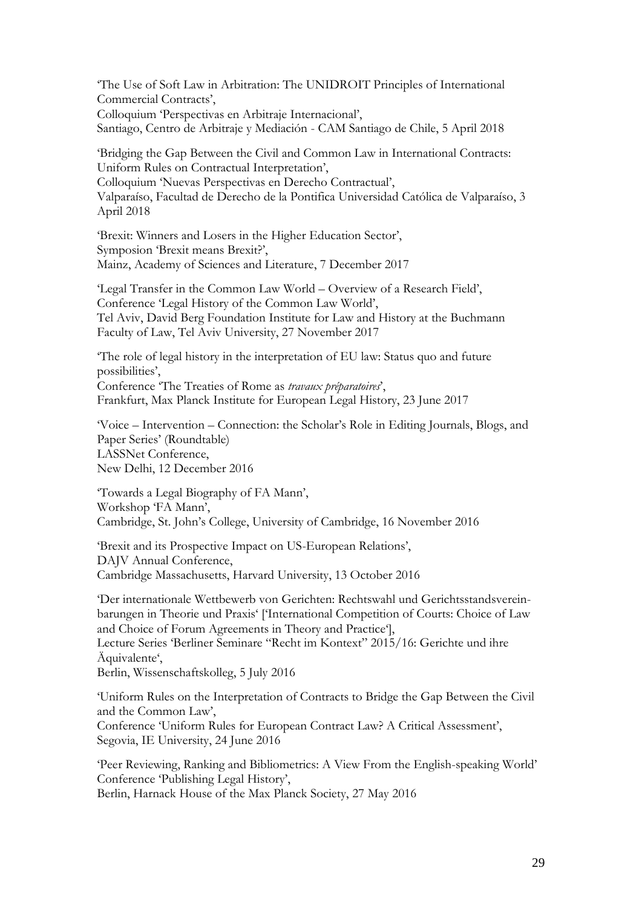'The Use of Soft Law in Arbitration: The UNIDROIT Principles of International Commercial Contracts',
Colloquium 'Perspectivas en Arbitraje Internacional',
Santiago, Centro de Arbitraje y Mediación - CAM Santiago de Chile, 5 April 2018

'Bridging the Gap Between the Civil and Common Law in International Contracts: Uniform Rules on Contractual Interpretation',
Colloquium 'Nuevas Perspectivas en Derecho Contractual',
Valparaíso, Facultad de Derecho de la Pontifica Universidad Católica de Valparaíso, 3 April 2018

'Brexit: Winners and Losers in the Higher Education Sector',
Symposion 'Brexit means Brexit?',
Mainz, Academy of Sciences and Literature, 7 December 2017

'Legal Transfer in the Common Law World – Overview of a Research Field',
Conference 'Legal History of the Common Law World',
Tel Aviv, David Berg Foundation Institute for Law and History at the Buchmann Faculty of Law, Tel Aviv University, 27 November 2017

'The role of legal history in the interpretation of EU law: Status quo and future possibilities',
Conference 'The Treaties of Rome as *travaux préparatoires*',
Frankfurt, Max Planck Institute for European Legal History, 23 June 2017

'Voice – Intervention – Connection: the Scholar's Role in Editing Journals, Blogs, and Paper Series' (Roundtable)
LASSNet Conference,
New Delhi, 12 December 2016

'Towards a Legal Biography of FA Mann',
Workshop 'FA Mann',
Cambridge, St. John's College, University of Cambridge, 16 November 2016

'Brexit and its Prospective Impact on US-European Relations',
DAJV Annual Conference,
Cambridge Massachusetts, Harvard University, 13 October 2016

'Der internationale Wettbewerb von Gerichten: Rechtswahl und Gerichtsstandsvereinbarungen in Theorie und Praxis' ['International Competition of Courts: Choice of Law and Choice of Forum Agreements in Theory and Practice'],
Lecture Series 'Berliner Seminare "Recht im Kontext" 2015/16: Gerichte und ihre Äquivalente',
Berlin, Wissenschaftskolleg, 5 July 2016

'Uniform Rules on the Interpretation of Contracts to Bridge the Gap Between the Civil and the Common Law',
Conference 'Uniform Rules for European Contract Law? A Critical Assessment',
Segovia, IE University, 24 June 2016

'Peer Reviewing, Ranking and Bibliometrics: A View From the English-speaking World'
Conference 'Publishing Legal History',
Berlin, Harnack House of the Max Planck Society, 27 May 2016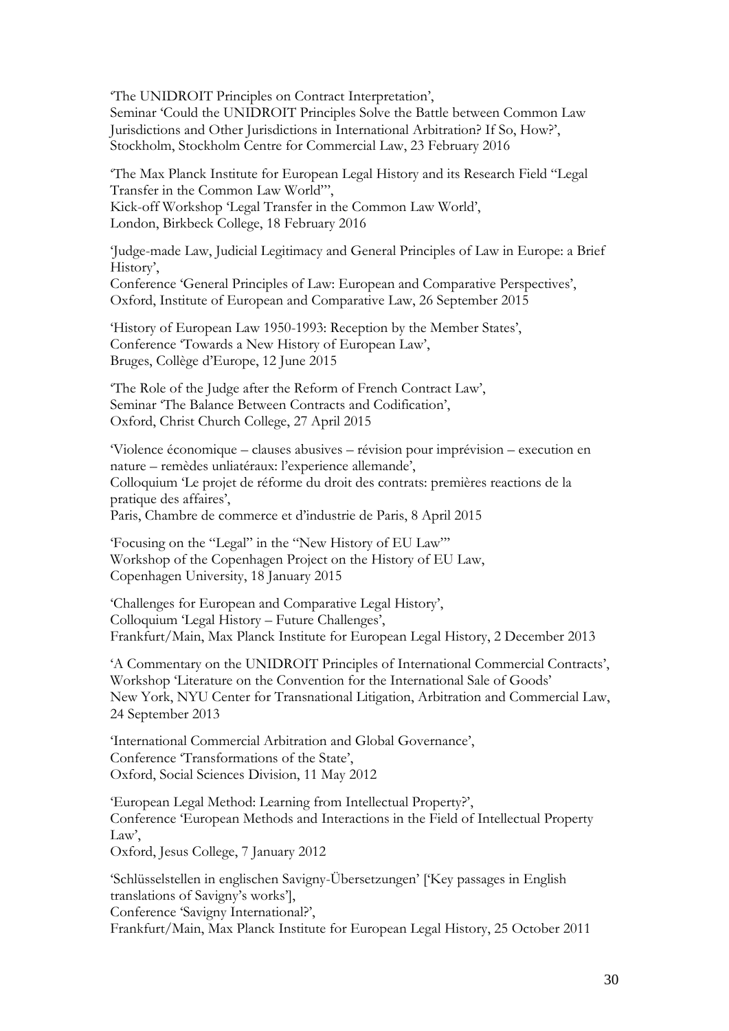'The UNIDROIT Principles on Contract Interpretation',
Seminar 'Could the UNIDROIT Principles Solve the Battle between Common Law Jurisdictions and Other Jurisdictions in International Arbitration? If So, How?',
Stockholm, Stockholm Centre for Commercial Law, 23 February 2016

'The Max Planck Institute for European Legal History and its Research Field "Legal Transfer in the Common Law World"',
Kick-off Workshop 'Legal Transfer in the Common Law World',
London, Birkbeck College, 18 February 2016

'Judge-made Law, Judicial Legitimacy and General Principles of Law in Europe: a Brief History',
Conference 'General Principles of Law: European and Comparative Perspectives',
Oxford, Institute of European and Comparative Law, 26 September 2015

'History of European Law 1950-1993: Reception by the Member States',
Conference 'Towards a New History of European Law',
Bruges, Collège d'Europe, 12 June 2015

'The Role of the Judge after the Reform of French Contract Law',
Seminar 'The Balance Between Contracts and Codification',
Oxford, Christ Church College, 27 April 2015

'Violence économique – clauses abusives – révision pour imprévision – execution en nature – remèdes unliatéraux: l'experience allemande',
Colloquium 'Le projet de réforme du droit des contrats: premières reactions de la pratique des affaires',
Paris, Chambre de commerce et d'industrie de Paris, 8 April 2015

'Focusing on the "Legal" in the "New History of EU Law"'
Workshop of the Copenhagen Project on the History of EU Law,
Copenhagen University, 18 January 2015

'Challenges for European and Comparative Legal History',
Colloquium 'Legal History – Future Challenges',
Frankfurt/Main, Max Planck Institute for European Legal History, 2 December 2013

'A Commentary on the UNIDROIT Principles of International Commercial Contracts',
Workshop 'Literature on the Convention for the International Sale of Goods'
New York, NYU Center for Transnational Litigation, Arbitration and Commercial Law, 24 September 2013

'International Commercial Arbitration and Global Governance',
Conference 'Transformations of the State',
Oxford, Social Sciences Division, 11 May 2012

'European Legal Method: Learning from Intellectual Property?',
Conference 'European Methods and Interactions in the Field of Intellectual Property Law',
Oxford, Jesus College, 7 January 2012

'Schlüsselstellen in englischen Savigny-Übersetzungen' ['Key passages in English translations of Savigny's works'],
Conference 'Savigny International?',
Frankfurt/Main, Max Planck Institute for European Legal History, 25 October 2011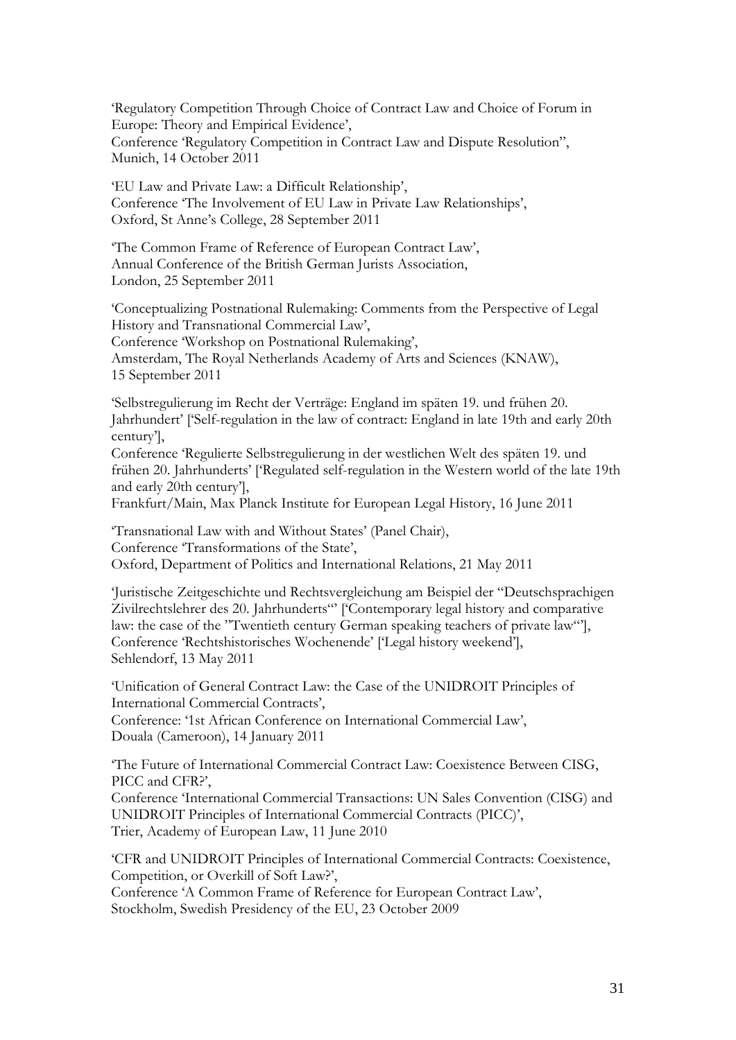'Regulatory Competition Through Choice of Contract Law and Choice of Forum in Europe: Theory and Empirical Evidence',
Conference 'Regulatory Competition in Contract Law and Dispute Resolution",
Munich, 14 October 2011

'EU Law and Private Law: a Difficult Relationship',
Conference 'The Involvement of EU Law in Private Law Relationships',
Oxford, St Anne's College, 28 September 2011

'The Common Frame of Reference of European Contract Law',
Annual Conference of the British German Jurists Association,
London, 25 September 2011

'Conceptualizing Postnational Rulemaking: Comments from the Perspective of Legal History and Transnational Commercial Law',
Conference 'Workshop on Postnational Rulemaking',
Amsterdam, The Royal Netherlands Academy of Arts and Sciences (KNAW),
15 September 2011

'Selbstregulierung im Recht der Verträge: England im späten 19. und frühen 20. Jahrhundert' ['Self-regulation in the law of contract: England in late 19th and early 20th century'],
Conference 'Regulierte Selbstregulierung in der westlichen Welt des späten 19. und frühen 20. Jahrhunderts' ['Regulated self-regulation in the Western world of the late 19th and early 20th century'],
Frankfurt/Main, Max Planck Institute for European Legal History, 16 June 2011

'Transnational Law with and Without States' (Panel Chair),
Conference 'Transformations of the State',
Oxford, Department of Politics and International Relations, 21 May 2011

'Juristische Zeitgeschichte und Rechtsvergleichung am Beispiel der "Deutschsprachigen Zivilrechtslehrer des 20. Jahrhunderts"' ['Contemporary legal history and comparative law: the case of the "Twentieth century German speaking teachers of private law"'],
Conference 'Rechtshistorisches Wochenende' ['Legal history weekend'],
Sehlendorf, 13 May 2011

'Unification of General Contract Law: the Case of the UNIDROIT Principles of International Commercial Contracts',
Conference: '1st African Conference on International Commercial Law',
Douala (Cameroon), 14 January 2011

'The Future of International Commercial Contract Law: Coexistence Between CISG, PICC and CFR?',
Conference 'International Commercial Transactions: UN Sales Convention (CISG) and UNIDROIT Principles of International Commercial Contracts (PICC)',
Trier, Academy of European Law, 11 June 2010

'CFR and UNIDROIT Principles of International Commercial Contracts: Coexistence, Competition, or Overkill of Soft Law?',
Conference 'A Common Frame of Reference for European Contract Law',
Stockholm, Swedish Presidency of the EU, 23 October 2009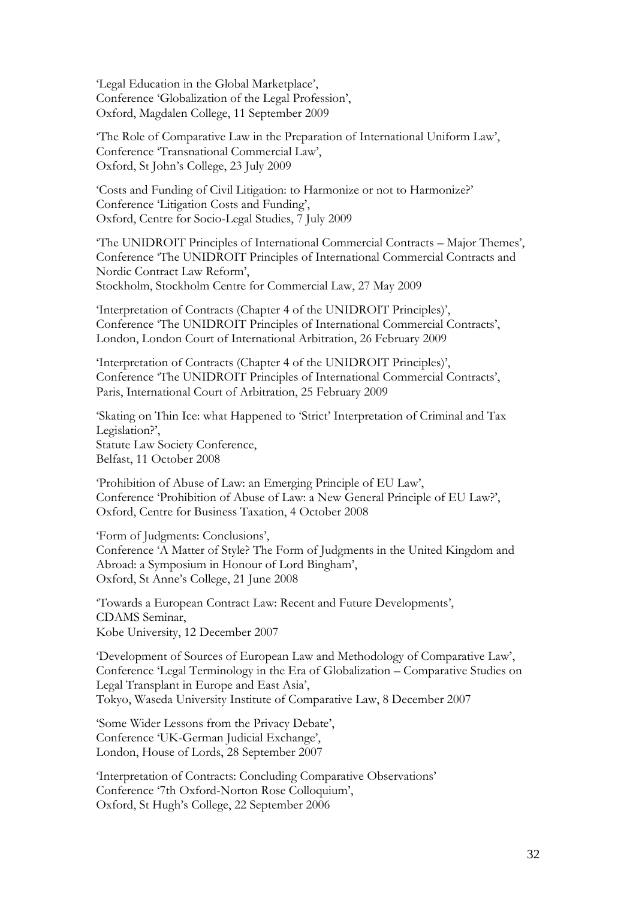'Legal Education in the Global Marketplace',
Conference 'Globalization of the Legal Profession',
Oxford, Magdalen College, 11 September 2009

'The Role of Comparative Law in the Preparation of International Uniform Law',
Conference 'Transnational Commercial Law',
Oxford, St John's College, 23 July 2009

'Costs and Funding of Civil Litigation: to Harmonize or not to Harmonize?'
Conference 'Litigation Costs and Funding',
Oxford, Centre for Socio-Legal Studies, 7 July 2009

'The UNIDROIT Principles of International Commercial Contracts – Major Themes',
Conference 'The UNIDROIT Principles of International Commercial Contracts and Nordic Contract Law Reform',
Stockholm, Stockholm Centre for Commercial Law, 27 May 2009

'Interpretation of Contracts (Chapter 4 of the UNIDROIT Principles)',
Conference 'The UNIDROIT Principles of International Commercial Contracts',
London, London Court of International Arbitration, 26 February 2009

'Interpretation of Contracts (Chapter 4 of the UNIDROIT Principles)',
Conference 'The UNIDROIT Principles of International Commercial Contracts',
Paris, International Court of Arbitration, 25 February 2009

'Skating on Thin Ice: what Happened to 'Strict' Interpretation of Criminal and Tax Legislation?',
Statute Law Society Conference,
Belfast, 11 October 2008

'Prohibition of Abuse of Law: an Emerging Principle of EU Law',
Conference 'Prohibition of Abuse of Law: a New General Principle of EU Law?',
Oxford, Centre for Business Taxation, 4 October 2008

'Form of Judgments: Conclusions',
Conference 'A Matter of Style? The Form of Judgments in the United Kingdom and Abroad: a Symposium in Honour of Lord Bingham',
Oxford, St Anne's College, 21 June 2008

'Towards a European Contract Law: Recent and Future Developments',
CDAMS Seminar,
Kobe University, 12 December 2007

'Development of Sources of European Law and Methodology of Comparative Law',
Conference 'Legal Terminology in the Era of Globalization – Comparative Studies on Legal Transplant in Europe and East Asia',
Tokyo, Waseda University Institute of Comparative Law, 8 December 2007

'Some Wider Lessons from the Privacy Debate',
Conference 'UK-German Judicial Exchange',
London, House of Lords, 28 September 2007

'Interpretation of Contracts: Concluding Comparative Observations'
Conference '7th Oxford-Norton Rose Colloquium',
Oxford, St Hugh's College, 22 September 2006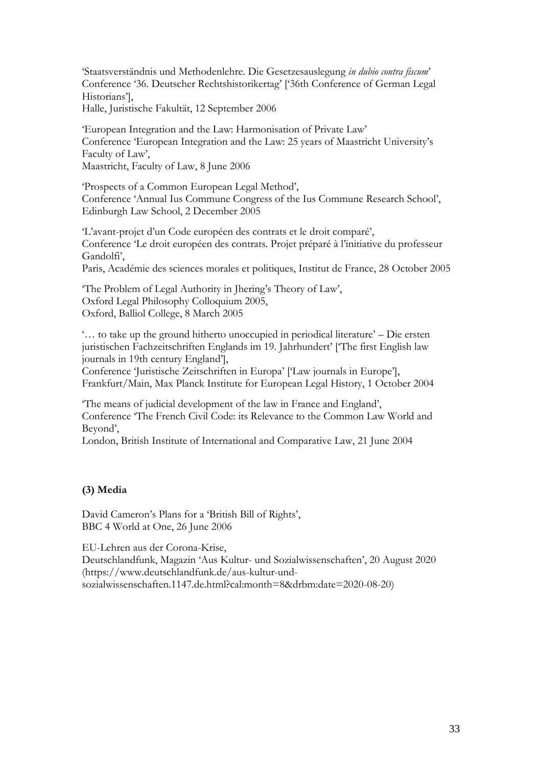'Staatsverständnis und Methodenlehre. Die Gesetzesauslegung *in dubio contra fiscum*'
Conference '36. Deutscher Rechtshistorikertag' ['36th Conference of German Legal Historians'],
Halle, Juristische Fakultät, 12 September 2006

'European Integration and the Law: Harmonisation of Private Law'
Conference 'European Integration and the Law: 25 years of Maastricht University's Faculty of Law',
Maastricht, Faculty of Law, 8 June 2006

'Prospects of a Common European Legal Method',
Conference 'Annual Ius Commune Congress of the Ius Commune Research School',
Edinburgh Law School, 2 December 2005

'L'avant-projet d'un Code européen des contrats et le droit comparé',
Conference 'Le droit européen des contrats. Projet préparé à l'initiative du professeur Gandolfi',
Paris, Académie des sciences morales et politiques, Institut de France, 28 October 2005

'The Problem of Legal Authority in Jhering's Theory of Law',
Oxford Legal Philosophy Colloquium 2005,
Oxford, Balliol College, 8 March 2005

'… to take up the ground hitherto unoccupied in periodical literature' – Die ersten juristischen Fachzeitschriften Englands im 19. Jahrhundert' ['The first English law journals in 19th century England'],
Conference 'Juristische Zeitschriften in Europa' ['Law journals in Europe'],
Frankfurt/Main, Max Planck Institute for European Legal History, 1 October 2004

'The means of judicial development of the law in France and England',
Conference 'The French Civil Code: its Relevance to the Common Law World and Beyond',
London, British Institute of International and Comparative Law, 21 June 2004

**(3) Media**

David Cameron's Plans for a 'British Bill of Rights',
BBC 4 World at One, 26 June 2006

EU-Lehren aus der Corona-Krise,
Deutschlandfunk, Magazin 'Aus Kultur- und Sozialwissenschaften', 20 August 2020
(https://www.deutschlandfunk.de/aus-kultur-und-sozialwissenschaften.1147.de.html?cal:month=8&drbm:date=2020-08-20)